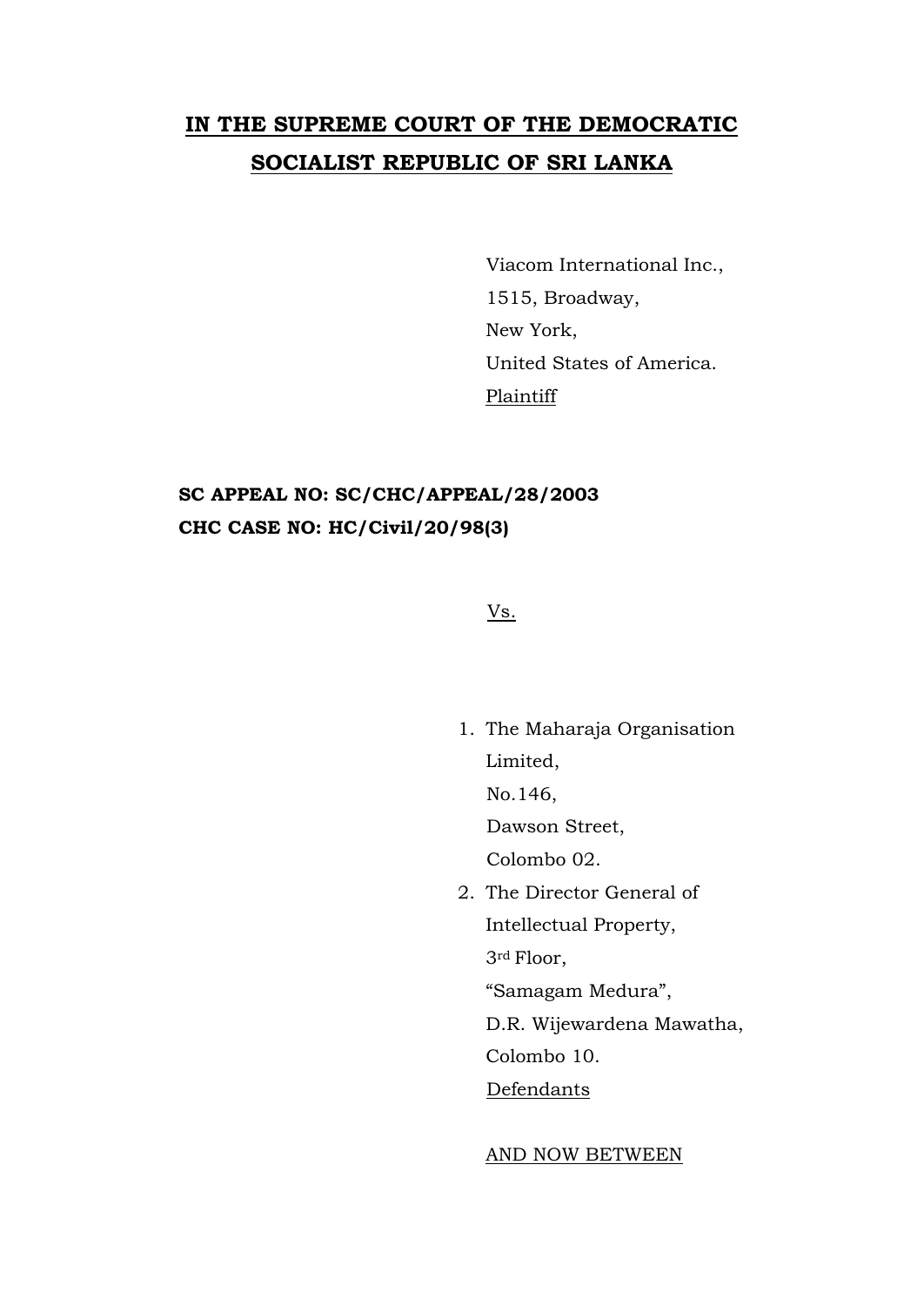# IN THE SUPREME COURT OF THE DEMOCRATIC SOCIALIST REPUBLIC OF SRI LANKA

Viacom International Inc.,
1515, Broadway,
New York,
United States of America.
Plaintiff

**SC APPEAL NO: SC/CHC/APPEAL/28/2003**
**CHC CASE NO: HC/Civil/20/98(3)**

Vs.

1. The Maharaja Organisation Limited,
   No.146,
   Dawson Street,
   Colombo 02.
2. The Director General of Intellectual Property,
   3rd Floor,
   "Samagam Medura",
   D.R. Wijewardena Mawatha,
   Colombo 10.
   Defendants

AND NOW BETWEEN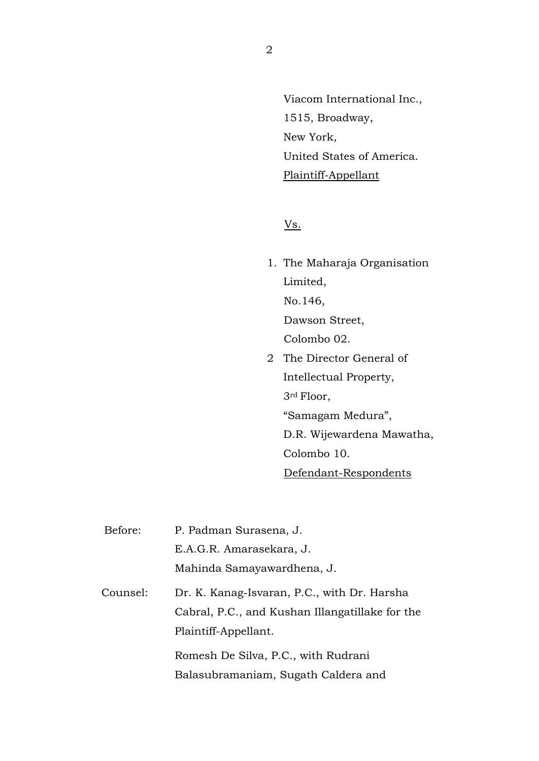Viacom International Inc.,
1515, Broadway,
New York,
United States of America.
Plaintiff-Appellant

Vs.

1. The Maharaja Organisation Limited,
No.146,
Dawson Street,
Colombo 02.
2. The Director General of Intellectual Property,
3rd Floor,
"Samagam Medura",
D.R. Wijewardena Mawatha,
Colombo 10.
Defendant-Respondents

Before: P. Padman Surasena, J.
E.A.G.R. Amarasekara, J.
Mahinda Samayawardhena, J.

Counsel: Dr. K. Kanag-Isvaran, P.C., with Dr. Harsha Cabral, P.C., and Kushan Illangatillake for the Plaintiff-Appellant.

Romesh De Silva, P.C., with Rudrani Balasubramaniam, Sugath Caldera and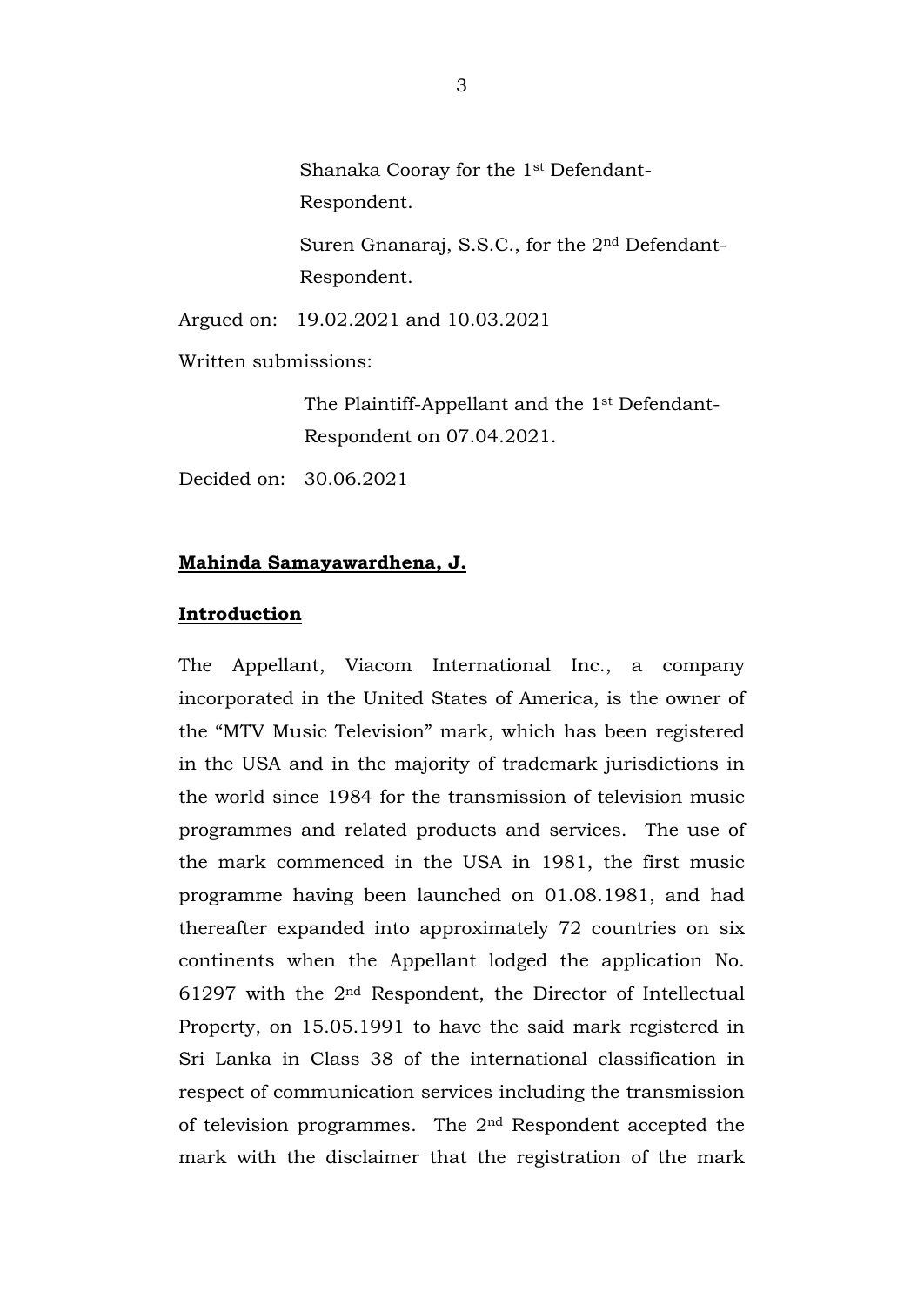Shanaka Cooray for the 1st Defendant-Respondent.

Suren Gnanaraj, S.S.C., for the 2nd Defendant-Respondent.

Argued on: 19.02.2021 and 10.03.2021

Written submissions:

The Plaintiff-Appellant and the 1st Defendant-Respondent on 07.04.2021.

Decided on: 30.06.2021

**Mahinda Samayawardhena, J.**

**Introduction**

The Appellant, Viacom International Inc., a company incorporated in the United States of America, is the owner of the "MTV Music Television" mark, which has been registered in the USA and in the majority of trademark jurisdictions in the world since 1984 for the transmission of television music programmes and related products and services. The use of the mark commenced in the USA in 1981, the first music programme having been launched on 01.08.1981, and had thereafter expanded into approximately 72 countries on six continents when the Appellant lodged the application No. 61297 with the 2nd Respondent, the Director of Intellectual Property, on 15.05.1991 to have the said mark registered in Sri Lanka in Class 38 of the international classification in respect of communication services including the transmission of television programmes. The 2nd Respondent accepted the mark with the disclaimer that the registration of the mark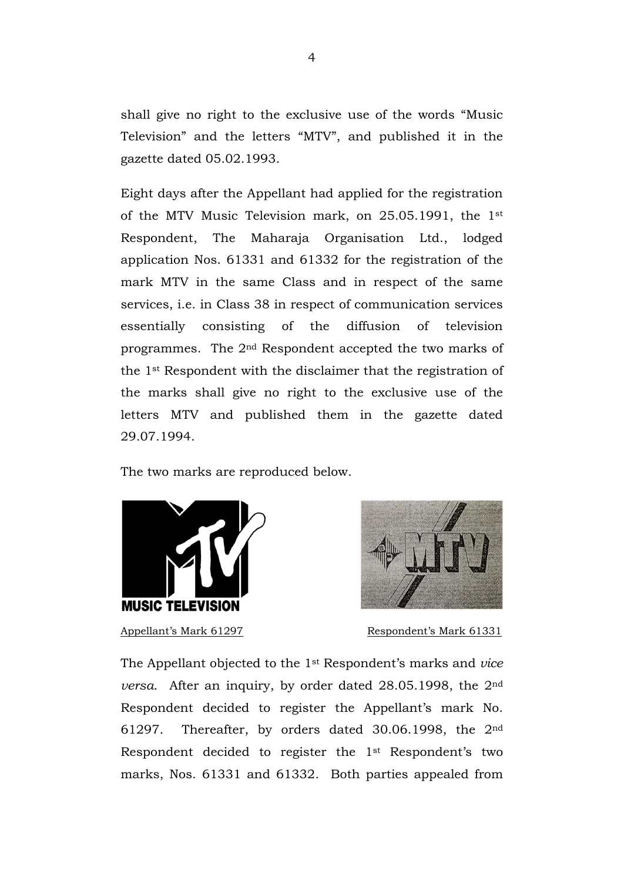shall give no right to the exclusive use of the words "Music Television" and the letters "MTV", and published it in the gazette dated 05.02.1993.

Eight days after the Appellant had applied for the registration of the MTV Music Television mark, on 25.05.1991, the 1st Respondent, The Maharaja Organisation Ltd., lodged application Nos. 61331 and 61332 for the registration of the mark MTV in the same Class and in respect of the same services, i.e. in Class 38 in respect of communication services essentially consisting of the diffusion of television programmes. The 2nd Respondent accepted the two marks of the 1st Respondent with the disclaimer that the registration of the marks shall give no right to the exclusive use of the letters MTV and published them in the gazette dated 29.07.1994.

The two marks are reproduced below.

Appellant's Mark 61297

Respondent's Mark 61331

The Appellant objected to the 1st Respondent's marks and *vice versa*. After an inquiry, by order dated 28.05.1998, the 2nd Respondent decided to register the Appellant's mark No. 61297. Thereafter, by orders dated 30.06.1998, the 2nd Respondent decided to register the 1st Respondent's two marks, Nos. 61331 and 61332. Both parties appealed from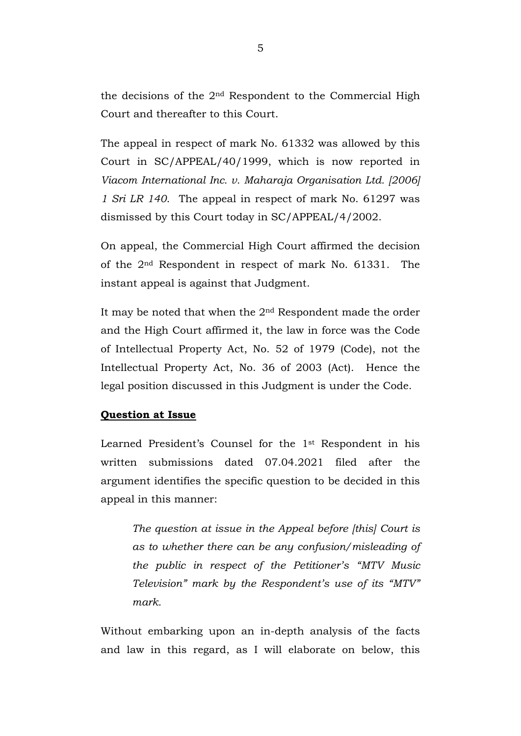the decisions of the 2nd Respondent to the Commercial High Court and thereafter to this Court.

The appeal in respect of mark No. 61332 was allowed by this Court in SC/APPEAL/40/1999, which is now reported in *Viacom International Inc. v. Maharaja Organisation Ltd. [2006] 1 Sri LR 140*. The appeal in respect of mark No. 61297 was dismissed by this Court today in SC/APPEAL/4/2002.

On appeal, the Commercial High Court affirmed the decision of the 2nd Respondent in respect of mark No. 61331. The instant appeal is against that Judgment.

It may be noted that when the 2nd Respondent made the order and the High Court affirmed it, the law in force was the Code of Intellectual Property Act, No. 52 of 1979 (Code), not the Intellectual Property Act, No. 36 of 2003 (Act). Hence the legal position discussed in this Judgment is under the Code.

**Question at Issue**

Learned President's Counsel for the 1st Respondent in his written submissions dated 07.04.2021 filed after the argument identifies the specific question to be decided in this appeal in this manner:

> *The question at issue in the Appeal before [this] Court is as to whether there can be any confusion/misleading of the public in respect of the Petitioner's "MTV Music Television" mark by the Respondent's use of its "MTV" mark.*

Without embarking upon an in-depth analysis of the facts and law in this regard, as I will elaborate on below, this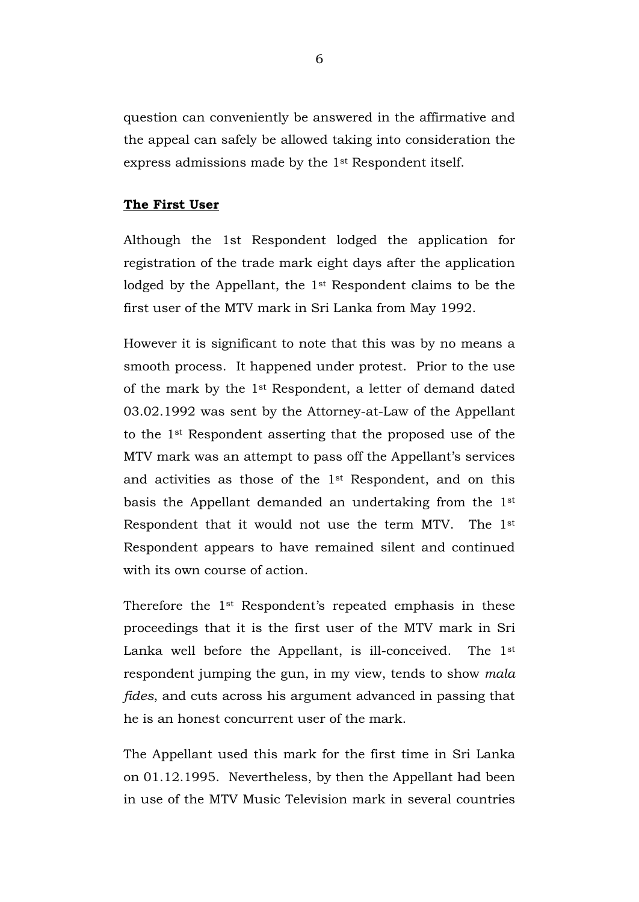question can conveniently be answered in the affirmative and the appeal can safely be allowed taking into consideration the express admissions made by the 1st Respondent itself.

**The First User**

Although the 1st Respondent lodged the application for registration of the trade mark eight days after the application lodged by the Appellant, the 1st Respondent claims to be the first user of the MTV mark in Sri Lanka from May 1992.

However it is significant to note that this was by no means a smooth process. It happened under protest. Prior to the use of the mark by the 1st Respondent, a letter of demand dated 03.02.1992 was sent by the Attorney-at-Law of the Appellant to the 1st Respondent asserting that the proposed use of the MTV mark was an attempt to pass off the Appellant's services and activities as those of the 1st Respondent, and on this basis the Appellant demanded an undertaking from the 1st Respondent that it would not use the term MTV. The 1st Respondent appears to have remained silent and continued with its own course of action.

Therefore the 1st Respondent's repeated emphasis in these proceedings that it is the first user of the MTV mark in Sri Lanka well before the Appellant, is ill-conceived. The 1st respondent jumping the gun, in my view, tends to show *mala fides*, and cuts across his argument advanced in passing that he is an honest concurrent user of the mark.

The Appellant used this mark for the first time in Sri Lanka on 01.12.1995. Nevertheless, by then the Appellant had been in use of the MTV Music Television mark in several countries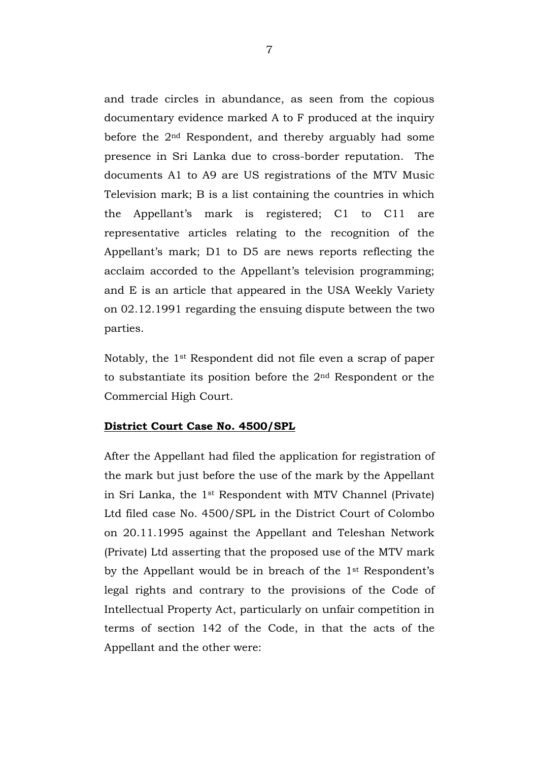and trade circles in abundance, as seen from the copious documentary evidence marked A to F produced at the inquiry before the 2nd Respondent, and thereby arguably had some presence in Sri Lanka due to cross-border reputation. The documents A1 to A9 are US registrations of the MTV Music Television mark; B is a list containing the countries in which the Appellant's mark is registered; C1 to C11 are representative articles relating to the recognition of the Appellant's mark; D1 to D5 are news reports reflecting the acclaim accorded to the Appellant's television programming; and E is an article that appeared in the USA Weekly Variety on 02.12.1991 regarding the ensuing dispute between the two parties.

Notably, the 1st Respondent did not file even a scrap of paper to substantiate its position before the 2nd Respondent or the Commercial High Court.

**District Court Case No. 4500/SPL**

After the Appellant had filed the application for registration of the mark but just before the use of the mark by the Appellant in Sri Lanka, the 1st Respondent with MTV Channel (Private) Ltd filed case No. 4500/SPL in the District Court of Colombo on 20.11.1995 against the Appellant and Teleshan Network (Private) Ltd asserting that the proposed use of the MTV mark by the Appellant would be in breach of the 1st Respondent's legal rights and contrary to the provisions of the Code of Intellectual Property Act, particularly on unfair competition in terms of section 142 of the Code, in that the acts of the Appellant and the other were: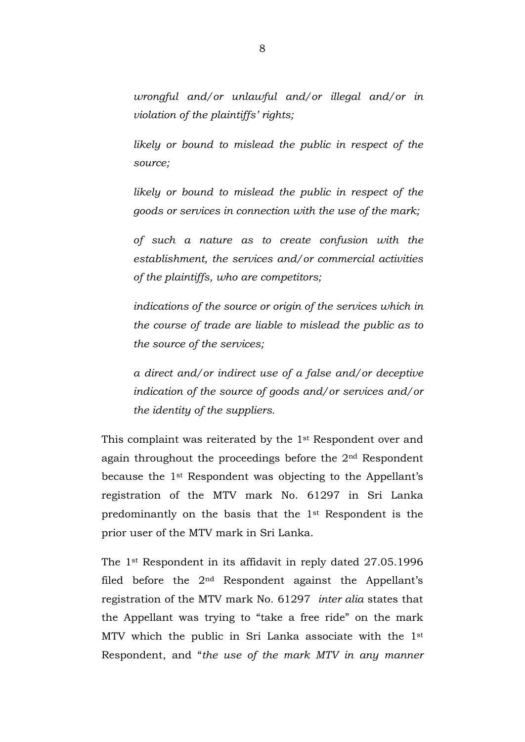*wrongful and/or unlawful and/or illegal and/or in violation of the plaintiffs' rights;*

*likely or bound to mislead the public in respect of the source;*

*likely or bound to mislead the public in respect of the goods or services in connection with the use of the mark;*

*of such a nature as to create confusion with the establishment, the services and/or commercial activities of the plaintiffs, who are competitors;*

*indications of the source or origin of the services which in the course of trade are liable to mislead the public as to the source of the services;*

*a direct and/or indirect use of a false and/or deceptive indication of the source of goods and/or services and/or the identity of the suppliers.*

This complaint was reiterated by the 1st Respondent over and again throughout the proceedings before the 2nd Respondent because the 1st Respondent was objecting to the Appellant's registration of the MTV mark No. 61297 in Sri Lanka predominantly on the basis that the 1st Respondent is the prior user of the MTV mark in Sri Lanka.

The 1st Respondent in its affidavit in reply dated 27.05.1996 filed before the 2nd Respondent against the Appellant's registration of the MTV mark No. 61297 *inter alia* states that the Appellant was trying to "take a free ride" on the mark MTV which the public in Sri Lanka associate with the 1st Respondent, and "*the use of the mark MTV in any manner*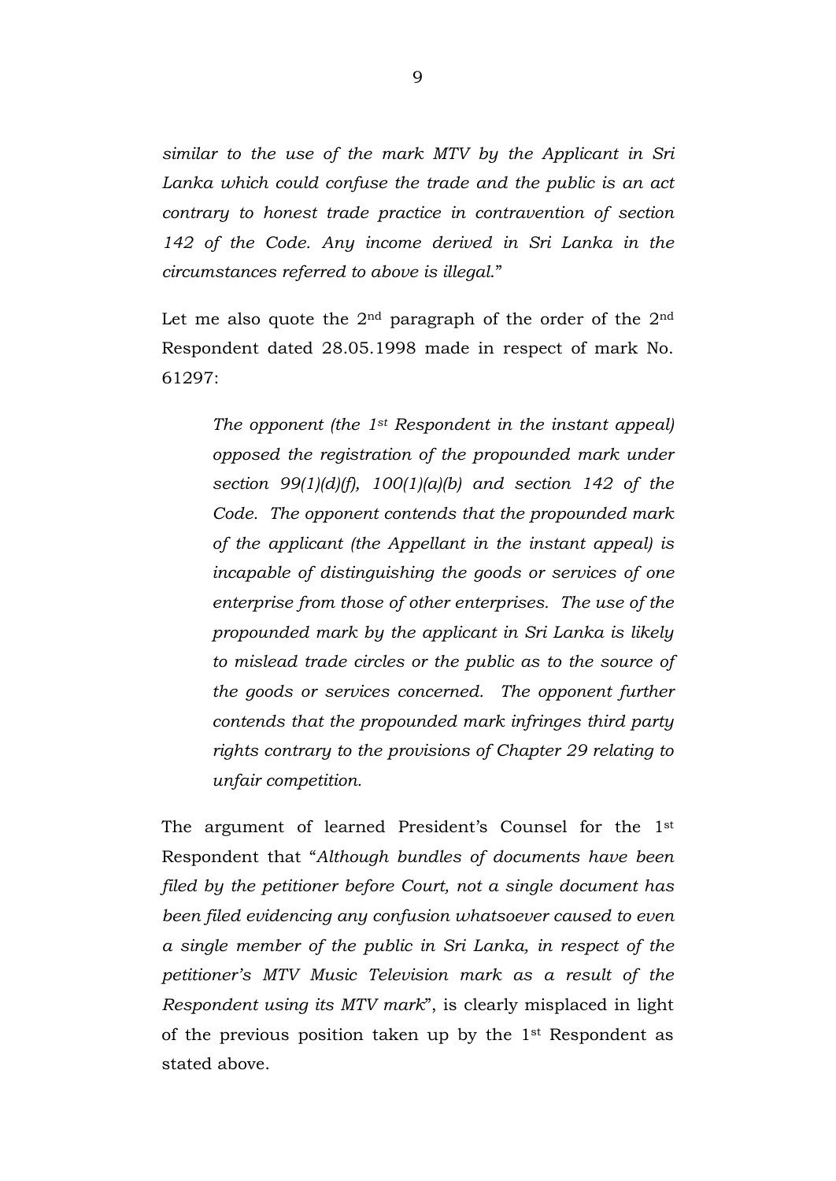*similar to the use of the mark MTV by the Applicant in Sri Lanka which could confuse the trade and the public is an act contrary to honest trade practice in contravention of section 142 of the Code. Any income derived in Sri Lanka in the circumstances referred to above is illegal.*"

Let me also quote the 2nd paragraph of the order of the 2nd Respondent dated 28.05.1998 made in respect of mark No. 61297:

> *The opponent (the 1st Respondent in the instant appeal) opposed the registration of the propounded mark under section 99(1)(d)(f), 100(1)(a)(b) and section 142 of the Code. The opponent contends that the propounded mark of the applicant (the Appellant in the instant appeal) is incapable of distinguishing the goods or services of one enterprise from those of other enterprises. The use of the propounded mark by the applicant in Sri Lanka is likely to mislead trade circles or the public as to the source of the goods or services concerned. The opponent further contends that the propounded mark infringes third party rights contrary to the provisions of Chapter 29 relating to unfair competition.*

The argument of learned President's Counsel for the 1st Respondent that "*Although bundles of documents have been filed by the petitioner before Court, not a single document has been filed evidencing any confusion whatsoever caused to even a single member of the public in Sri Lanka, in respect of the petitioner's MTV Music Television mark as a result of the Respondent using its MTV mark*", is clearly misplaced in light of the previous position taken up by the 1st Respondent as stated above.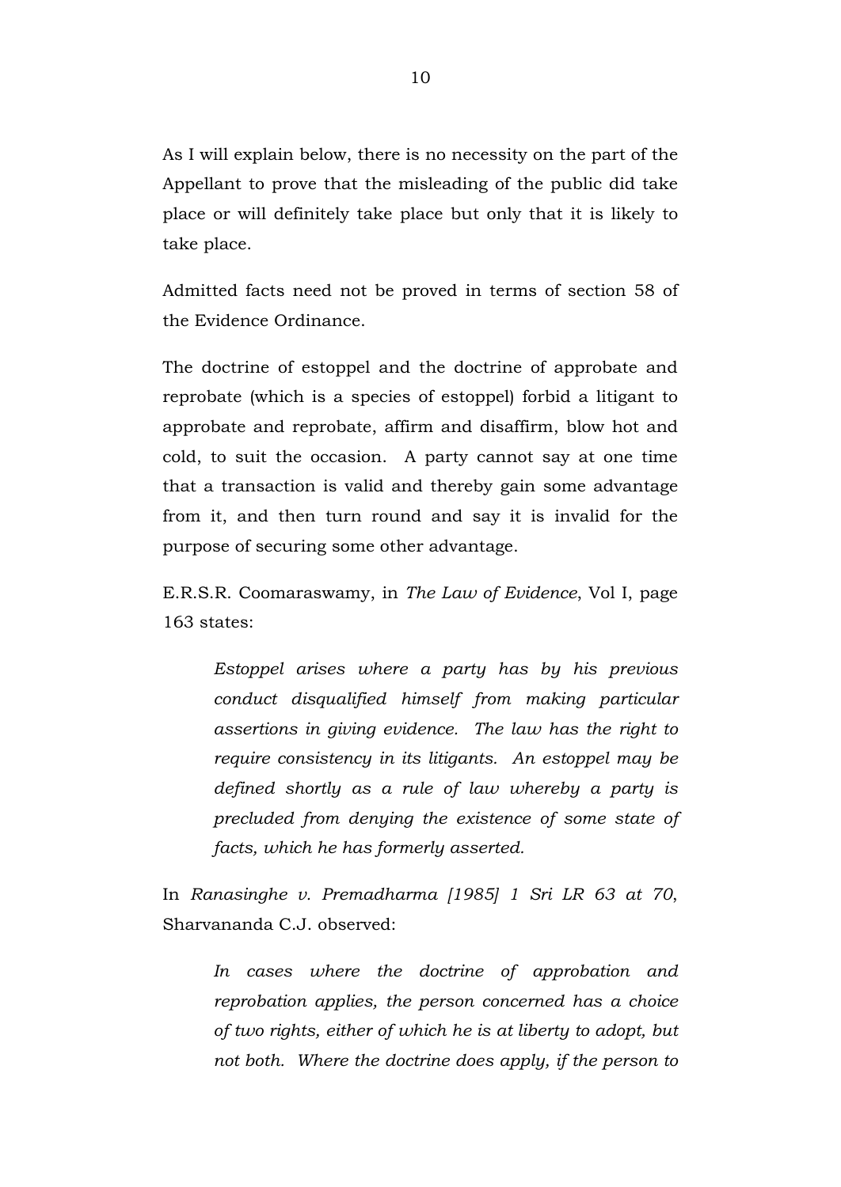As I will explain below, there is no necessity on the part of the Appellant to prove that the misleading of the public did take place or will definitely take place but only that it is likely to take place.

Admitted facts need not be proved in terms of section 58 of the Evidence Ordinance.

The doctrine of estoppel and the doctrine of approbate and reprobate (which is a species of estoppel) forbid a litigant to approbate and reprobate, affirm and disaffirm, blow hot and cold, to suit the occasion. A party cannot say at one time that a transaction is valid and thereby gain some advantage from it, and then turn round and say it is invalid for the purpose of securing some other advantage.

E.R.S.R. Coomaraswamy, in *The Law of Evidence*, Vol I, page 163 states:

> *Estoppel arises where a party has by his previous conduct disqualified himself from making particular assertions in giving evidence. The law has the right to require consistency in its litigants. An estoppel may be defined shortly as a rule of law whereby a party is precluded from denying the existence of some state of facts, which he has formerly asserted.*

In *Ranasinghe v. Premadharma [1985] 1 Sri LR 63 at 70*, Sharvananda C.J. observed:

> *In cases where the doctrine of approbation and reprobation applies, the person concerned has a choice of two rights, either of which he is at liberty to adopt, but not both. Where the doctrine does apply, if the person to*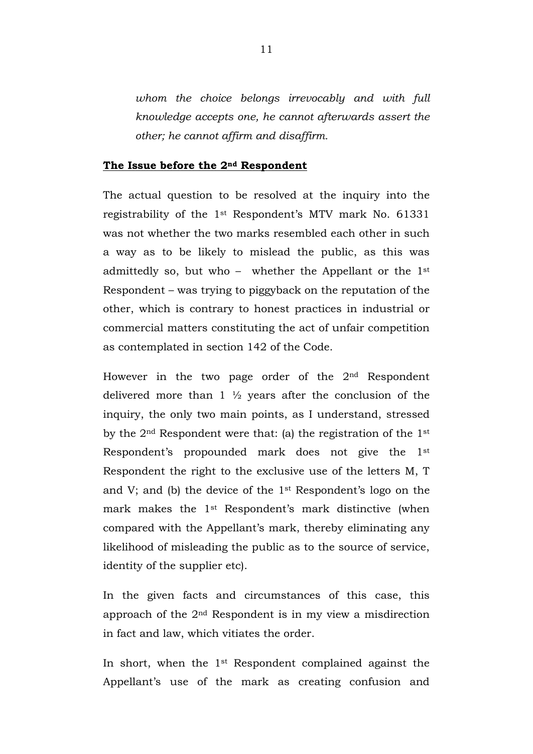*whom the choice belongs irrevocably and with full knowledge accepts one, he cannot afterwards assert the other; he cannot affirm and disaffirm.*

**The Issue before the 2nd Respondent**

The actual question to be resolved at the inquiry into the registrability of the 1st Respondent's MTV mark No. 61331 was not whether the two marks resembled each other in such a way as to be likely to mislead the public, as this was admittedly so, but who – whether the Appellant or the 1st Respondent – was trying to piggyback on the reputation of the other, which is contrary to honest practices in industrial or commercial matters constituting the act of unfair competition as contemplated in section 142 of the Code.

However in the two page order of the 2nd Respondent delivered more than 1 ½ years after the conclusion of the inquiry, the only two main points, as I understand, stressed by the 2nd Respondent were that: (a) the registration of the 1st Respondent's propounded mark does not give the 1st Respondent the right to the exclusive use of the letters M, T and V; and (b) the device of the 1st Respondent's logo on the mark makes the 1st Respondent's mark distinctive (when compared with the Appellant's mark, thereby eliminating any likelihood of misleading the public as to the source of service, identity of the supplier etc).

In the given facts and circumstances of this case, this approach of the 2nd Respondent is in my view a misdirection in fact and law, which vitiates the order.

In short, when the 1st Respondent complained against the Appellant's use of the mark as creating confusion and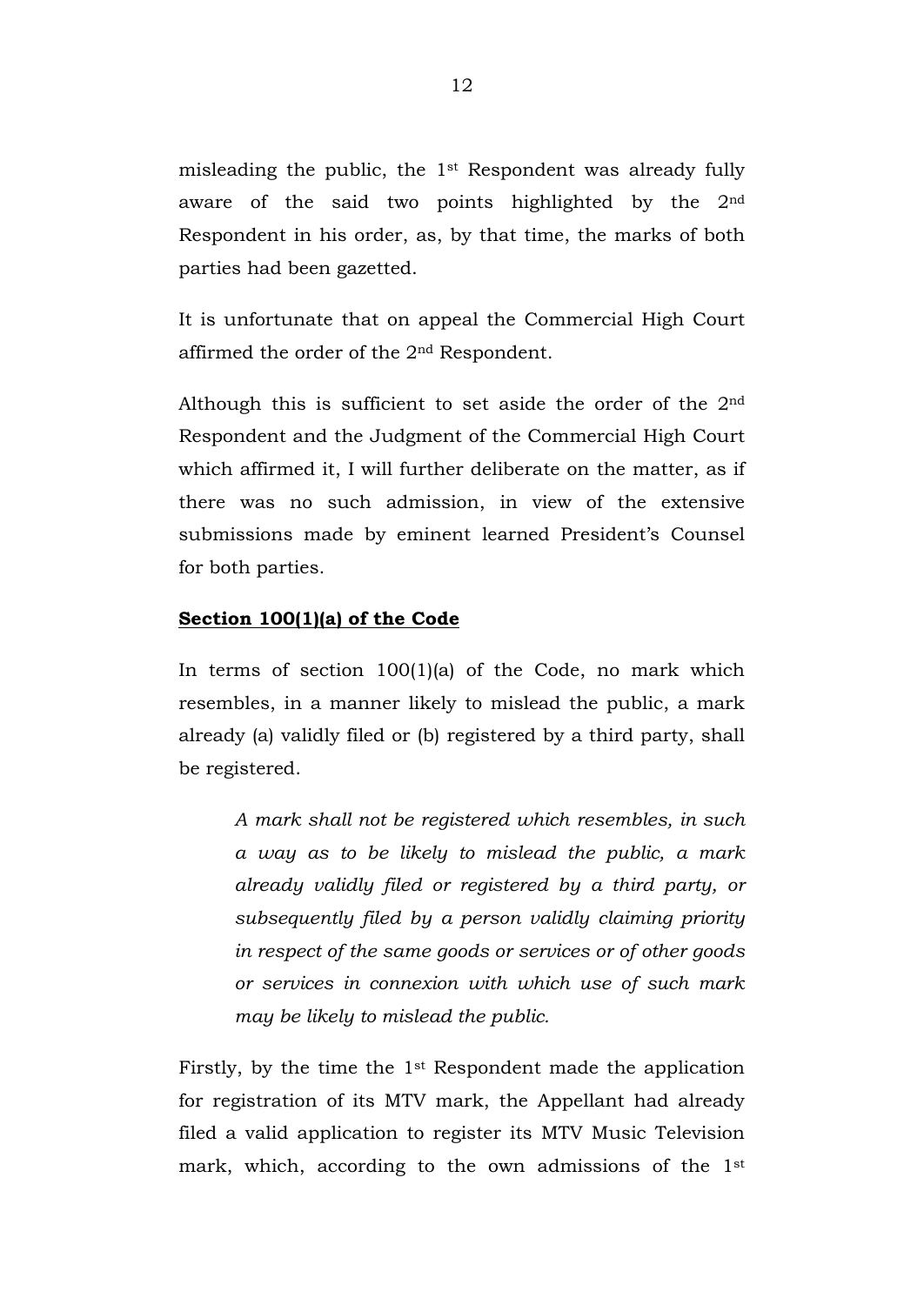misleading the public, the 1st Respondent was already fully aware of the said two points highlighted by the 2nd Respondent in his order, as, by that time, the marks of both parties had been gazetted.

It is unfortunate that on appeal the Commercial High Court affirmed the order of the 2nd Respondent.

Although this is sufficient to set aside the order of the 2nd Respondent and the Judgment of the Commercial High Court which affirmed it, I will further deliberate on the matter, as if there was no such admission, in view of the extensive submissions made by eminent learned President's Counsel for both parties.

**Section 100(1)(a) of the Code**

In terms of section 100(1)(a) of the Code, no mark which resembles, in a manner likely to mislead the public, a mark already (a) validly filed or (b) registered by a third party, shall be registered.

> *A mark shall not be registered which resembles, in such a way as to be likely to mislead the public, a mark already validly filed or registered by a third party, or subsequently filed by a person validly claiming priority in respect of the same goods or services or of other goods or services in connexion with which use of such mark may be likely to mislead the public.*

Firstly, by the time the 1st Respondent made the application for registration of its MTV mark, the Appellant had already filed a valid application to register its MTV Music Television mark, which, according to the own admissions of the 1st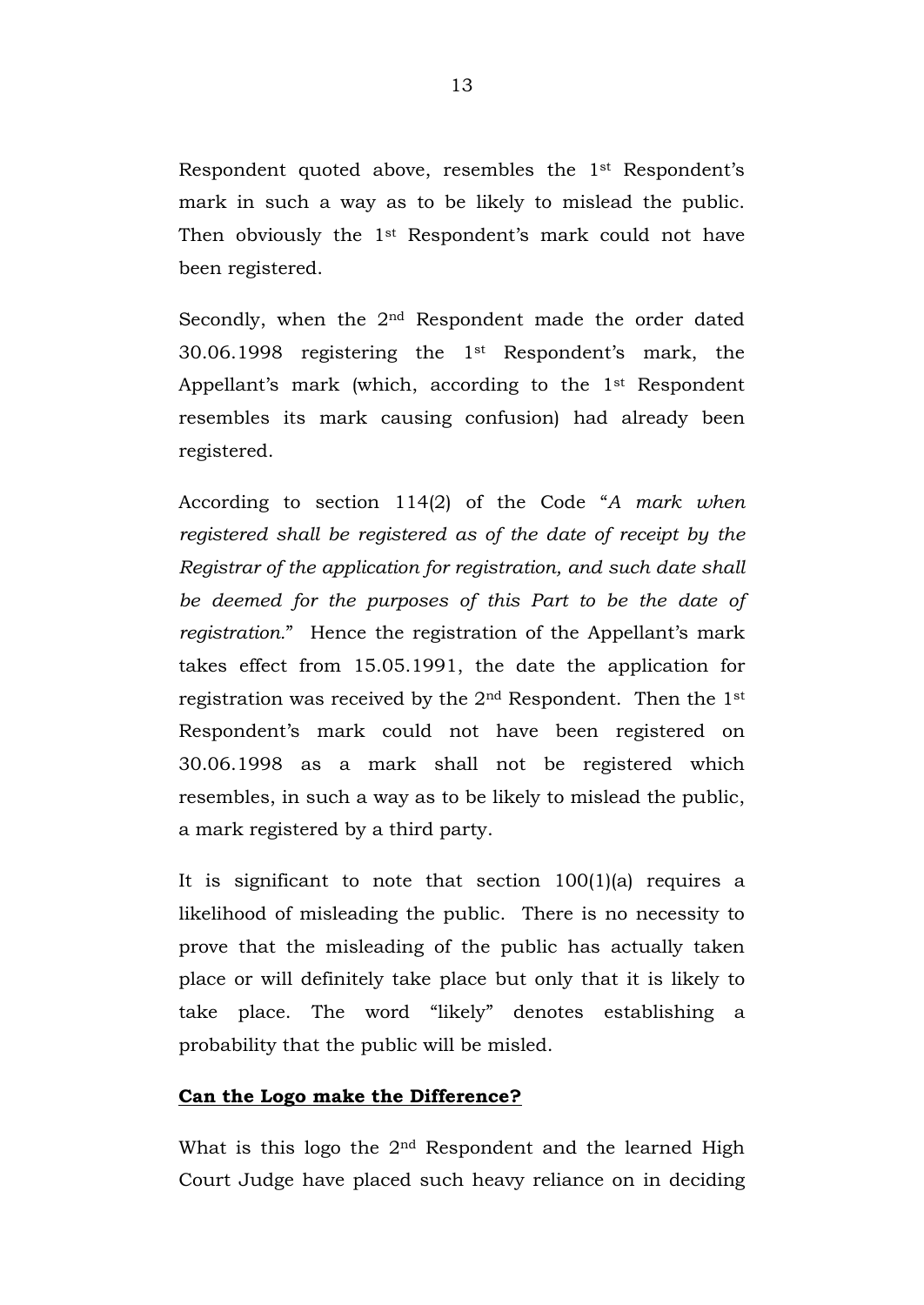Respondent quoted above, resembles the 1st Respondent's mark in such a way as to be likely to mislead the public. Then obviously the 1st Respondent's mark could not have been registered.

Secondly, when the 2nd Respondent made the order dated 30.06.1998 registering the 1st Respondent's mark, the Appellant's mark (which, according to the 1st Respondent resembles its mark causing confusion) had already been registered.

According to section 114(2) of the Code "*A mark when registered shall be registered as of the date of receipt by the Registrar of the application for registration, and such date shall be deemed for the purposes of this Part to be the date of registration.*" Hence the registration of the Appellant's mark takes effect from 15.05.1991, the date the application for registration was received by the 2nd Respondent. Then the 1st Respondent's mark could not have been registered on 30.06.1998 as a mark shall not be registered which resembles, in such a way as to be likely to mislead the public, a mark registered by a third party.

It is significant to note that section 100(1)(a) requires a likelihood of misleading the public. There is no necessity to prove that the misleading of the public has actually taken place or will definitely take place but only that it is likely to take place. The word "likely" denotes establishing a probability that the public will be misled.

**Can the Logo make the Difference?**

What is this logo the 2nd Respondent and the learned High Court Judge have placed such heavy reliance on in deciding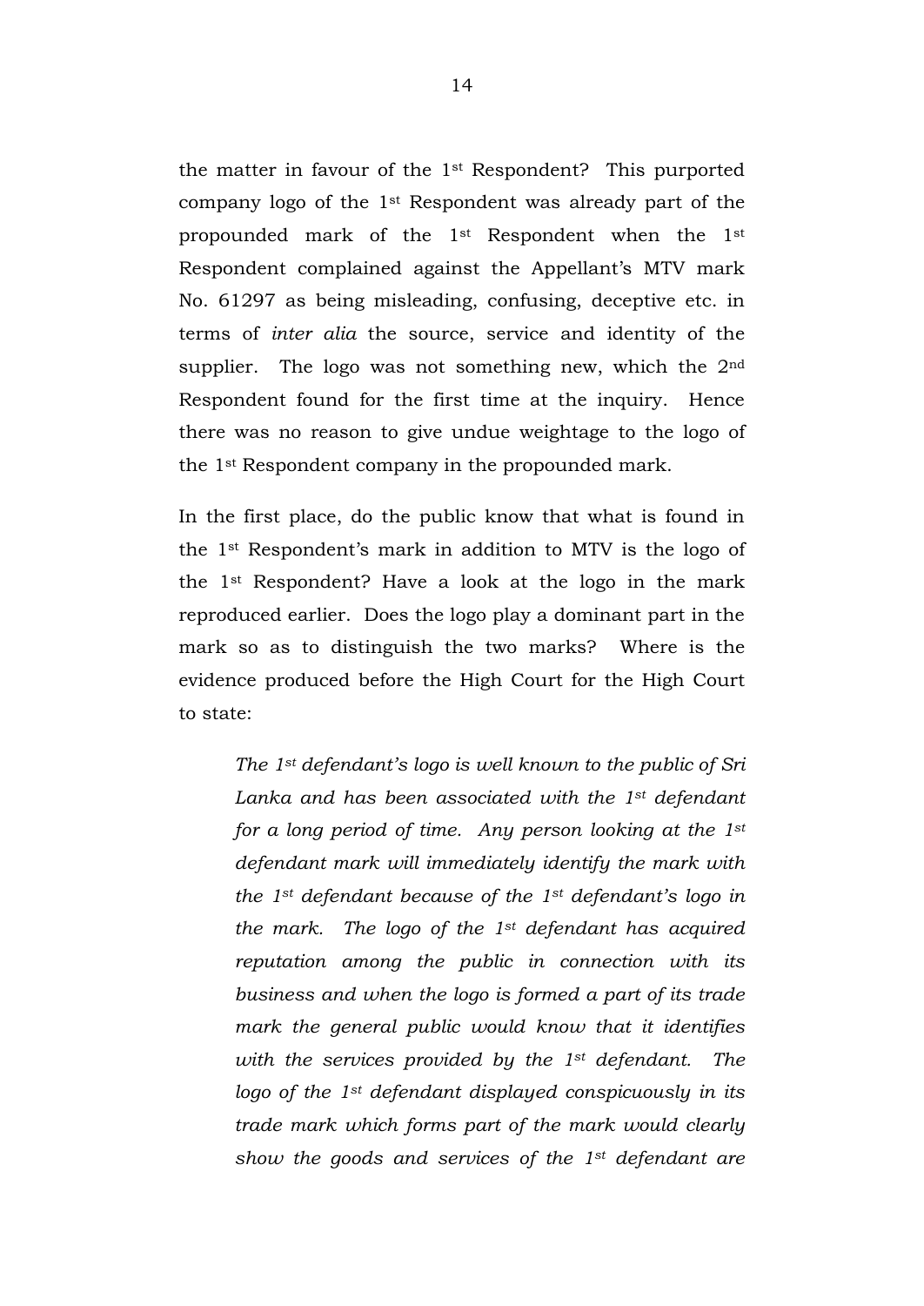the matter in favour of the 1st Respondent? This purported company logo of the 1st Respondent was already part of the propounded mark of the 1st Respondent when the 1st Respondent complained against the Appellant's MTV mark No. 61297 as being misleading, confusing, deceptive etc. in terms of *inter alia* the source, service and identity of the supplier. The logo was not something new, which the 2nd Respondent found for the first time at the inquiry. Hence there was no reason to give undue weightage to the logo of the 1st Respondent company in the propounded mark.

In the first place, do the public know that what is found in the 1st Respondent's mark in addition to MTV is the logo of the 1st Respondent? Have a look at the logo in the mark reproduced earlier. Does the logo play a dominant part in the mark so as to distinguish the two marks? Where is the evidence produced before the High Court for the High Court to state:

> *The 1st defendant's logo is well known to the public of Sri Lanka and has been associated with the 1st defendant for a long period of time. Any person looking at the 1st defendant mark will immediately identify the mark with the 1st defendant because of the 1st defendant's logo in the mark. The logo of the 1st defendant has acquired reputation among the public in connection with its business and when the logo is formed a part of its trade mark the general public would know that it identifies with the services provided by the 1st defendant. The logo of the 1st defendant displayed conspicuously in its trade mark which forms part of the mark would clearly show the goods and services of the 1st defendant are*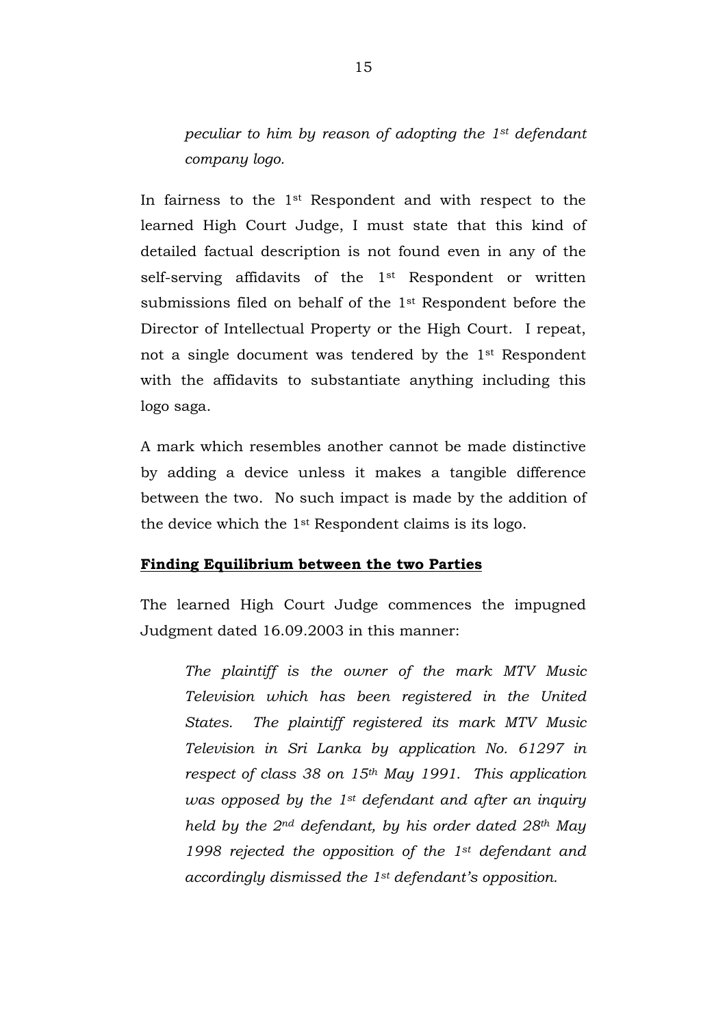> *peculiar to him by reason of adopting the 1st defendant company logo.*

In fairness to the 1st Respondent and with respect to the learned High Court Judge, I must state that this kind of detailed factual description is not found even in any of the self-serving affidavits of the 1st Respondent or written submissions filed on behalf of the 1st Respondent before the Director of Intellectual Property or the High Court. I repeat, not a single document was tendered by the 1st Respondent with the affidavits to substantiate anything including this logo saga.

A mark which resembles another cannot be made distinctive by adding a device unless it makes a tangible difference between the two. No such impact is made by the addition of the device which the 1st Respondent claims is its logo.

**Finding Equilibrium between the two Parties**

The learned High Court Judge commences the impugned Judgment dated 16.09.2003 in this manner:

> *The plaintiff is the owner of the mark MTV Music Television which has been registered in the United States. The plaintiff registered its mark MTV Music Television in Sri Lanka by application No. 61297 in respect of class 38 on 15th May 1991. This application was opposed by the 1st defendant and after an inquiry held by the 2nd defendant, by his order dated 28th May 1998 rejected the opposition of the 1st defendant and accordingly dismissed the 1st defendant's opposition.*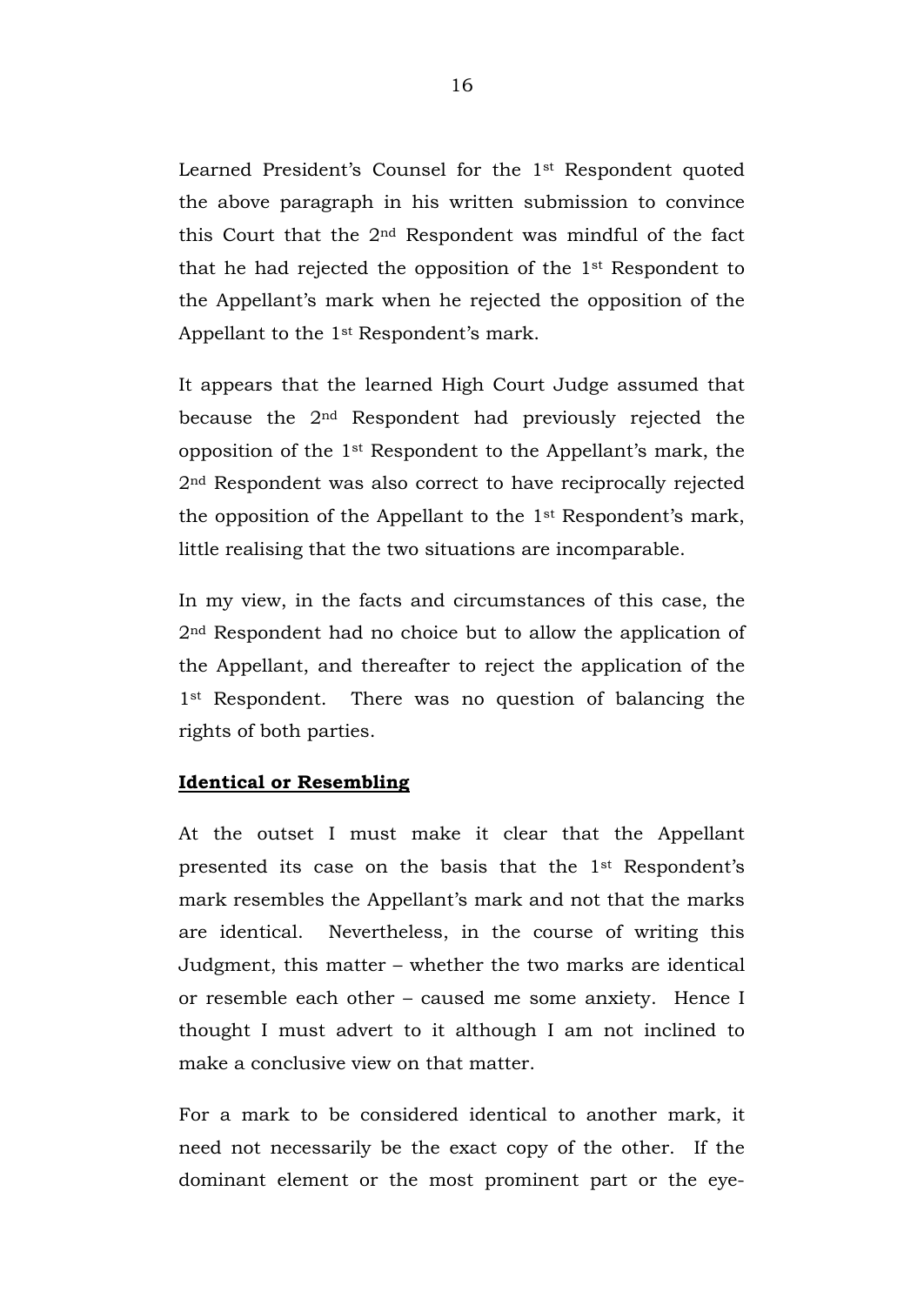Learned President's Counsel for the 1st Respondent quoted the above paragraph in his written submission to convince this Court that the 2nd Respondent was mindful of the fact that he had rejected the opposition of the 1st Respondent to the Appellant's mark when he rejected the opposition of the Appellant to the 1st Respondent's mark.

It appears that the learned High Court Judge assumed that because the 2nd Respondent had previously rejected the opposition of the 1st Respondent to the Appellant's mark, the 2nd Respondent was also correct to have reciprocally rejected the opposition of the Appellant to the 1st Respondent's mark, little realising that the two situations are incomparable.

In my view, in the facts and circumstances of this case, the 2nd Respondent had no choice but to allow the application of the Appellant, and thereafter to reject the application of the 1st Respondent. There was no question of balancing the rights of both parties.

**Identical or Resembling**

At the outset I must make it clear that the Appellant presented its case on the basis that the 1st Respondent's mark resembles the Appellant's mark and not that the marks are identical. Nevertheless, in the course of writing this Judgment, this matter – whether the two marks are identical or resemble each other – caused me some anxiety. Hence I thought I must advert to it although I am not inclined to make a conclusive view on that matter.

For a mark to be considered identical to another mark, it need not necessarily be the exact copy of the other. If the dominant element or the most prominent part or the eye-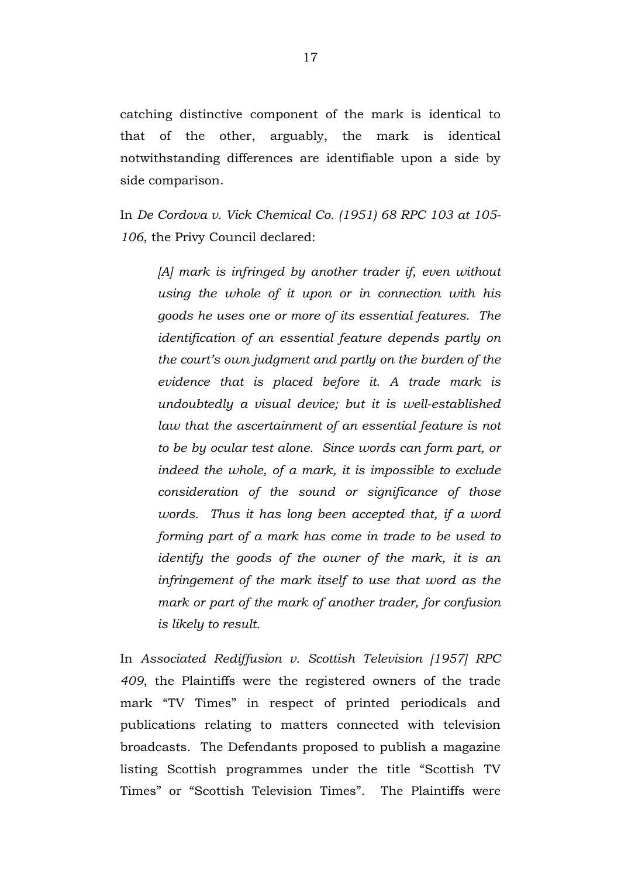catching distinctive component of the mark is identical to that of the other, arguably, the mark is identical notwithstanding differences are identifiable upon a side by side comparison.

In *De Cordova v. Vick Chemical Co. (1951) 68 RPC 103 at 105-106*, the Privy Council declared:

> *[A] mark is infringed by another trader if, even without using the whole of it upon or in connection with his goods he uses one or more of its essential features. The identification of an essential feature depends partly on the court's own judgment and partly on the burden of the evidence that is placed before it. A trade mark is undoubtedly a visual device; but it is well-established law that the ascertainment of an essential feature is not to be by ocular test alone. Since words can form part, or indeed the whole, of a mark, it is impossible to exclude consideration of the sound or significance of those words. Thus it has long been accepted that, if a word forming part of a mark has come in trade to be used to identify the goods of the owner of the mark, it is an infringement of the mark itself to use that word as the mark or part of the mark of another trader, for confusion is likely to result.*

In *Associated Rediffusion v. Scottish Television [1957] RPC 409*, the Plaintiffs were the registered owners of the trade mark "TV Times" in respect of printed periodicals and publications relating to matters connected with television broadcasts. The Defendants proposed to publish a magazine listing Scottish programmes under the title "Scottish TV Times" or "Scottish Television Times". The Plaintiffs were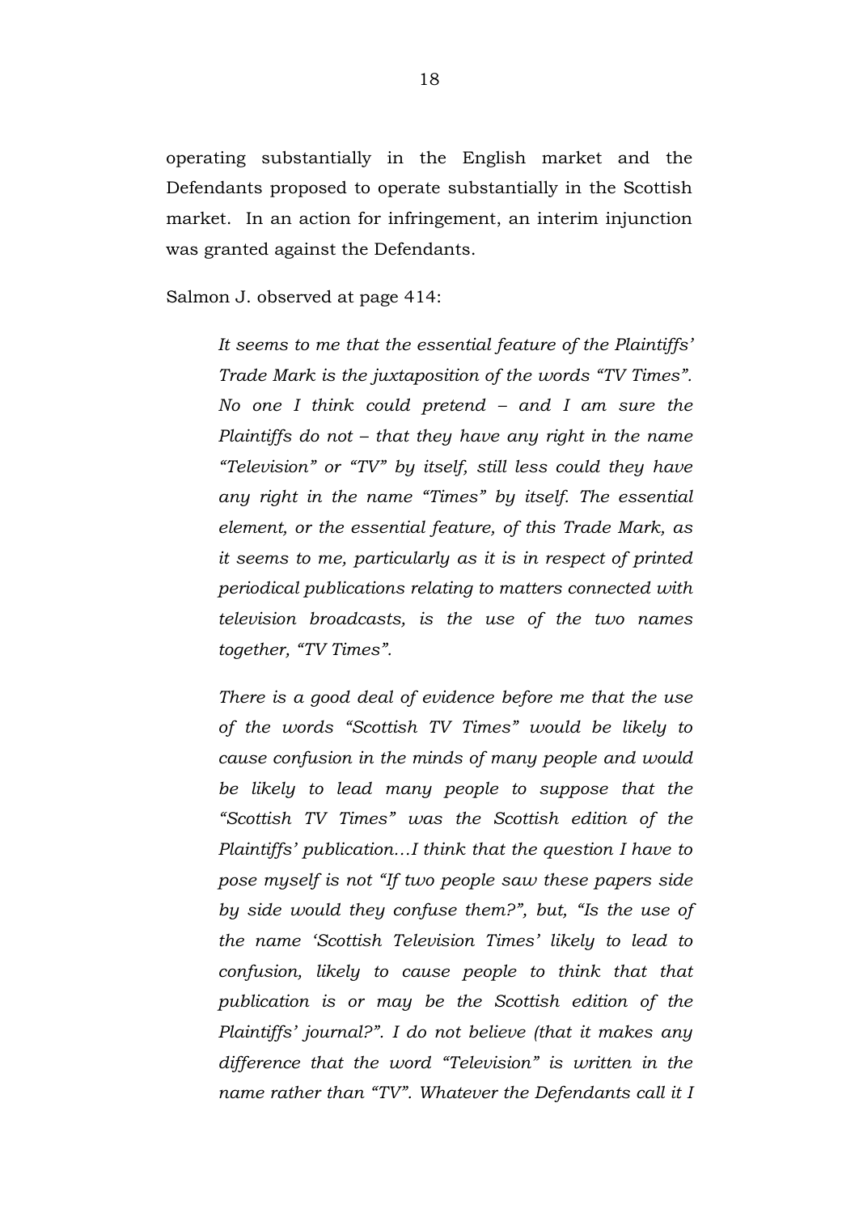operating substantially in the English market and the Defendants proposed to operate substantially in the Scottish market. In an action for infringement, an interim injunction was granted against the Defendants.

Salmon J. observed at page 414:

> *It seems to me that the essential feature of the Plaintiffs' Trade Mark is the juxtaposition of the words "TV Times". No one I think could pretend – and I am sure the Plaintiffs do not – that they have any right in the name "Television" or "TV" by itself, still less could they have any right in the name "Times" by itself. The essential element, or the essential feature, of this Trade Mark, as it seems to me, particularly as it is in respect of printed periodical publications relating to matters connected with television broadcasts, is the use of the two names together, "TV Times".*
>
> *There is a good deal of evidence before me that the use of the words "Scottish TV Times" would be likely to cause confusion in the minds of many people and would be likely to lead many people to suppose that the "Scottish TV Times" was the Scottish edition of the Plaintiffs' publication…I think that the question I have to pose myself is not "If two people saw these papers side by side would they confuse them?", but, "Is the use of the name 'Scottish Television Times' likely to lead to confusion, likely to cause people to think that that publication is or may be the Scottish edition of the Plaintiffs' journal?". I do not believe (that it makes any difference that the word "Television" is written in the name rather than "TV". Whatever the Defendants call it I*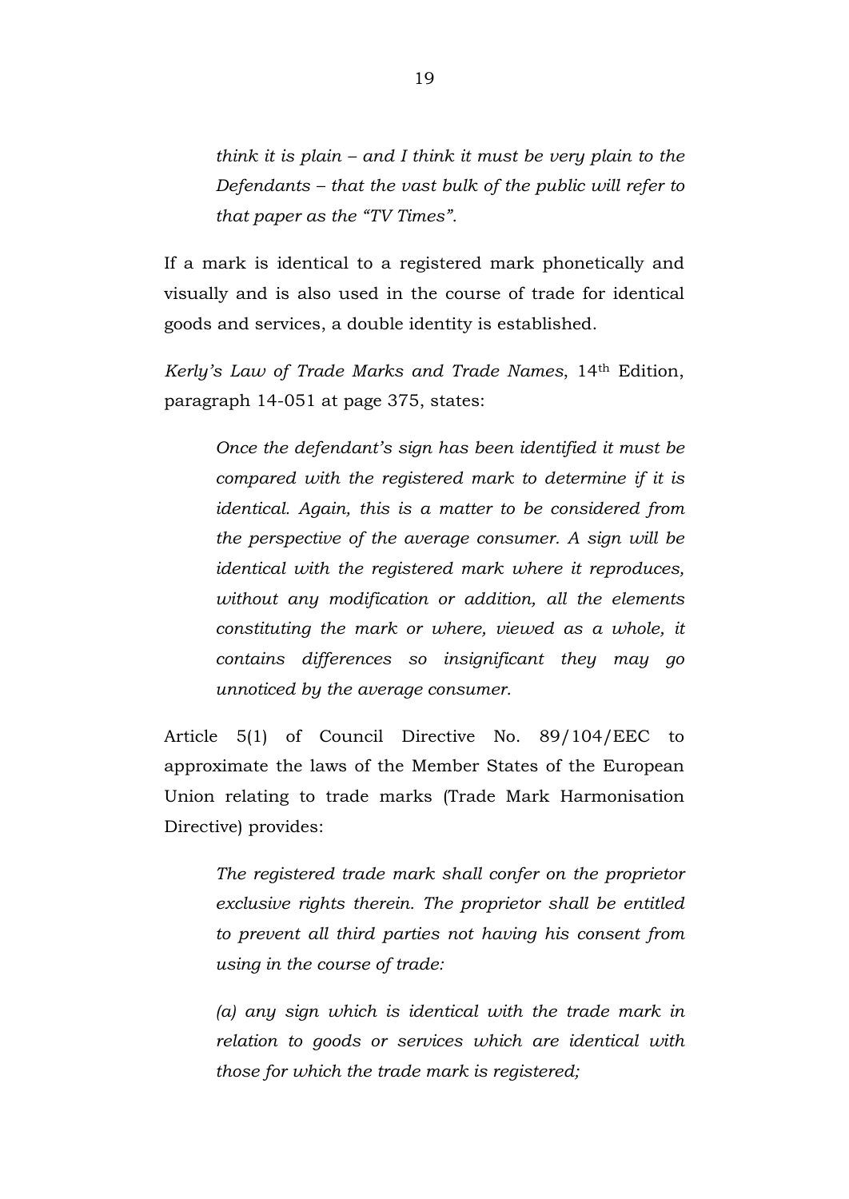> *think it is plain – and I think it must be very plain to the Defendants – that the vast bulk of the public will refer to that paper as the "TV Times".*

If a mark is identical to a registered mark phonetically and visually and is also used in the course of trade for identical goods and services, a double identity is established.

*Kerly's Law of Trade Marks and Trade Names*, 14th Edition, paragraph 14-051 at page 375, states:

> *Once the defendant's sign has been identified it must be compared with the registered mark to determine if it is identical. Again, this is a matter to be considered from the perspective of the average consumer. A sign will be identical with the registered mark where it reproduces, without any modification or addition, all the elements constituting the mark or where, viewed as a whole, it contains differences so insignificant they may go unnoticed by the average consumer.*

Article 5(1) of Council Directive No. 89/104/EEC to approximate the laws of the Member States of the European Union relating to trade marks (Trade Mark Harmonisation Directive) provides:

> *The registered trade mark shall confer on the proprietor exclusive rights therein. The proprietor shall be entitled to prevent all third parties not having his consent from using in the course of trade:*
>
> *(a) any sign which is identical with the trade mark in relation to goods or services which are identical with those for which the trade mark is registered;*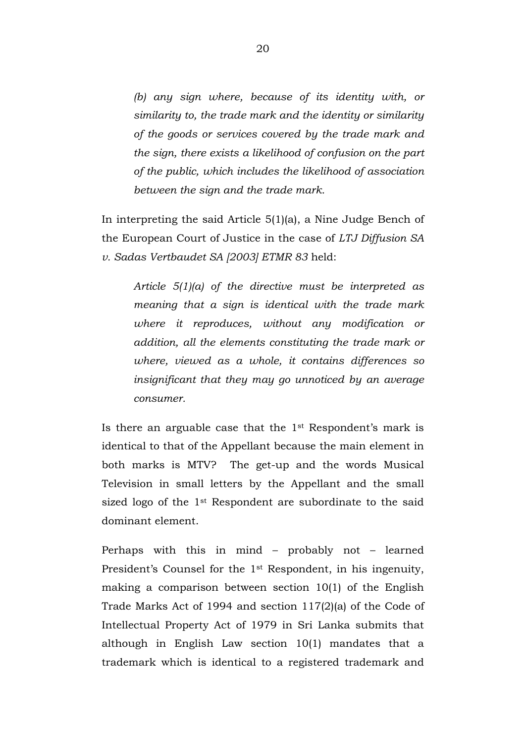*(b) any sign where, because of its identity with, or similarity to, the trade mark and the identity or similarity of the goods or services covered by the trade mark and the sign, there exists a likelihood of confusion on the part of the public, which includes the likelihood of association between the sign and the trade mark.*

In interpreting the said Article 5(1)(a), a Nine Judge Bench of the European Court of Justice in the case of *LTJ Diffusion SA v. Sadas Vertbaudet SA [2003] ETMR 83* held:

> *Article 5(1)(a) of the directive must be interpreted as meaning that a sign is identical with the trade mark where it reproduces, without any modification or addition, all the elements constituting the trade mark or where, viewed as a whole, it contains differences so insignificant that they may go unnoticed by an average consumer.*

Is there an arguable case that the 1st Respondent's mark is identical to that of the Appellant because the main element in both marks is MTV? The get-up and the words Musical Television in small letters by the Appellant and the small sized logo of the 1st Respondent are subordinate to the said dominant element.

Perhaps with this in mind – probably not – learned President's Counsel for the 1st Respondent, in his ingenuity, making a comparison between section 10(1) of the English Trade Marks Act of 1994 and section 117(2)(a) of the Code of Intellectual Property Act of 1979 in Sri Lanka submits that although in English Law section 10(1) mandates that a trademark which is identical to a registered trademark and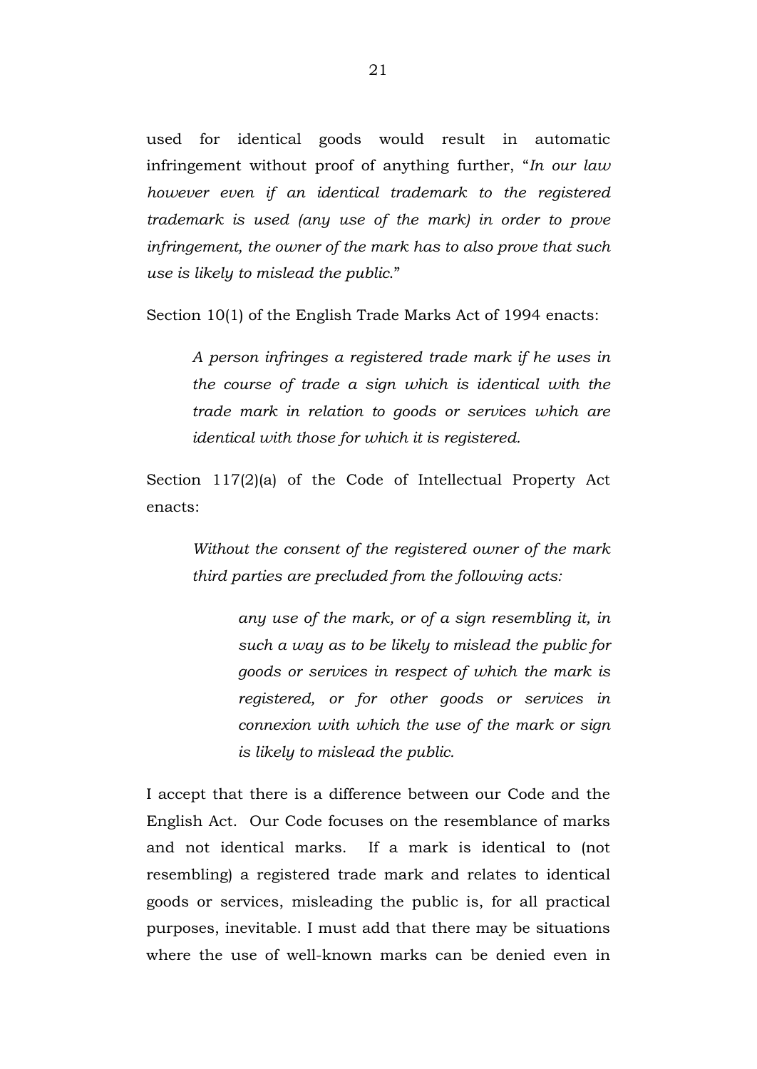used for identical goods would result in automatic infringement without proof of anything further, "*In our law however even if an identical trademark to the registered trademark is used (any use of the mark) in order to prove infringement, the owner of the mark has to also prove that such use is likely to mislead the public.*"

Section 10(1) of the English Trade Marks Act of 1994 enacts:

> *A person infringes a registered trade mark if he uses in the course of trade a sign which is identical with the trade mark in relation to goods or services which are identical with those for which it is registered.*

Section 117(2)(a) of the Code of Intellectual Property Act enacts:

> *Without the consent of the registered owner of the mark third parties are precluded from the following acts:*
>
> > *any use of the mark, or of a sign resembling it, in such a way as to be likely to mislead the public for goods or services in respect of which the mark is registered, or for other goods or services in connexion with which the use of the mark or sign is likely to mislead the public.*

I accept that there is a difference between our Code and the English Act. Our Code focuses on the resemblance of marks and not identical marks. If a mark is identical to (not resembling) a registered trade mark and relates to identical goods or services, misleading the public is, for all practical purposes, inevitable. I must add that there may be situations where the use of well-known marks can be denied even in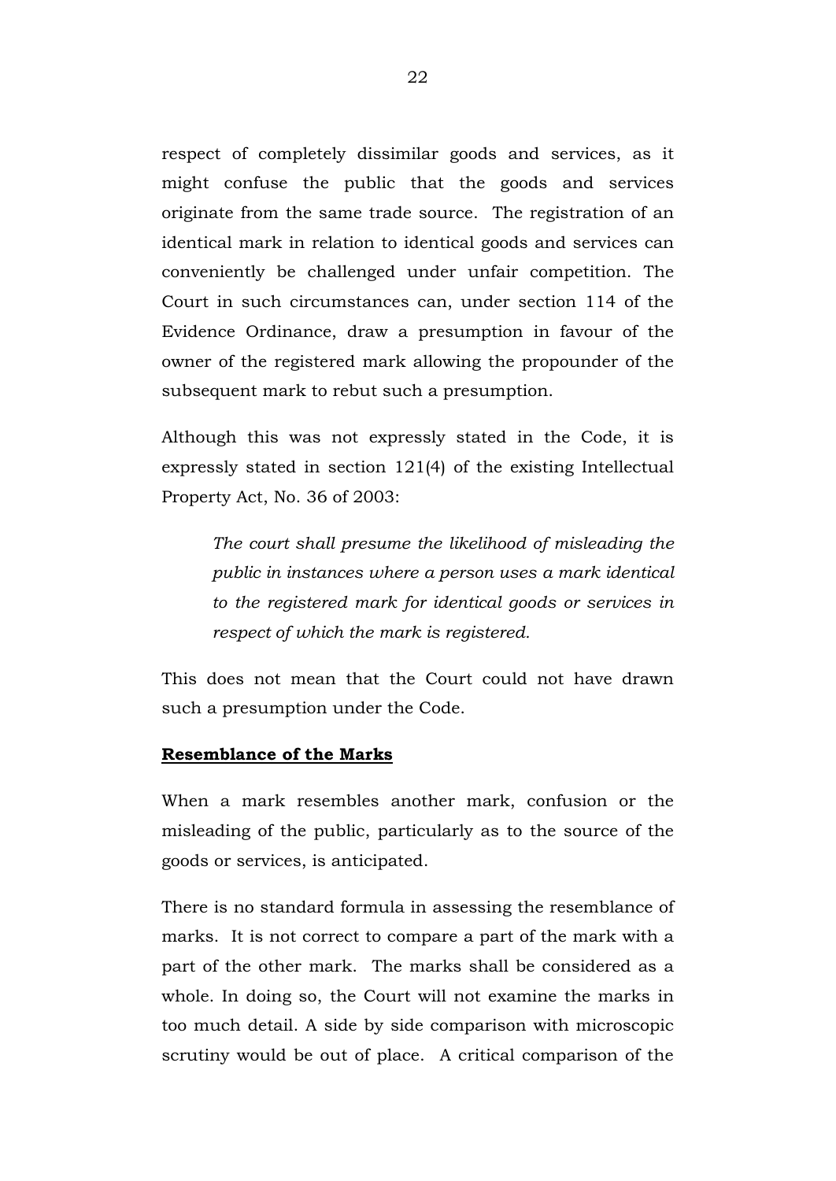respect of completely dissimilar goods and services, as it might confuse the public that the goods and services originate from the same trade source. The registration of an identical mark in relation to identical goods and services can conveniently be challenged under unfair competition. The Court in such circumstances can, under section 114 of the Evidence Ordinance, draw a presumption in favour of the owner of the registered mark allowing the propounder of the subsequent mark to rebut such a presumption.

Although this was not expressly stated in the Code, it is expressly stated in section 121(4) of the existing Intellectual Property Act, No. 36 of 2003:

> *The court shall presume the likelihood of misleading the public in instances where a person uses a mark identical to the registered mark for identical goods or services in respect of which the mark is registered.*

This does not mean that the Court could not have drawn such a presumption under the Code.

**Resemblance of the Marks**

When a mark resembles another mark, confusion or the misleading of the public, particularly as to the source of the goods or services, is anticipated.

There is no standard formula in assessing the resemblance of marks. It is not correct to compare a part of the mark with a part of the other mark. The marks shall be considered as a whole. In doing so, the Court will not examine the marks in too much detail. A side by side comparison with microscopic scrutiny would be out of place. A critical comparison of the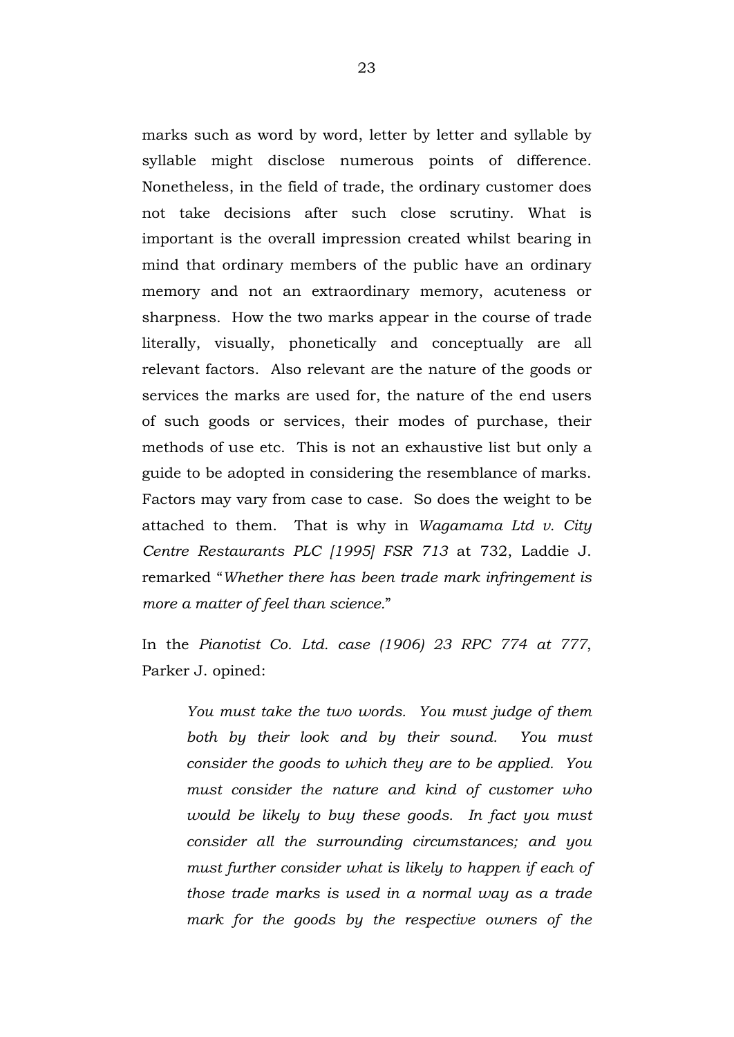marks such as word by word, letter by letter and syllable by syllable might disclose numerous points of difference. Nonetheless, in the field of trade, the ordinary customer does not take decisions after such close scrutiny. What is important is the overall impression created whilst bearing in mind that ordinary members of the public have an ordinary memory and not an extraordinary memory, acuteness or sharpness. How the two marks appear in the course of trade literally, visually, phonetically and conceptually are all relevant factors. Also relevant are the nature of the goods or services the marks are used for, the nature of the end users of such goods or services, their modes of purchase, their methods of use etc. This is not an exhaustive list but only a guide to be adopted in considering the resemblance of marks. Factors may vary from case to case. So does the weight to be attached to them. That is why in *Wagamama Ltd v. City Centre Restaurants PLC [1995] FSR 713* at 732, Laddie J. remarked "*Whether there has been trade mark infringement is more a matter of feel than science.*"

In the *Pianotist Co. Ltd. case (1906) 23 RPC 774 at 777*, Parker J. opined:

> *You must take the two words. You must judge of them both by their look and by their sound. You must consider the goods to which they are to be applied. You must consider the nature and kind of customer who would be likely to buy these goods. In fact you must consider all the surrounding circumstances; and you must further consider what is likely to happen if each of those trade marks is used in a normal way as a trade mark for the goods by the respective owners of the*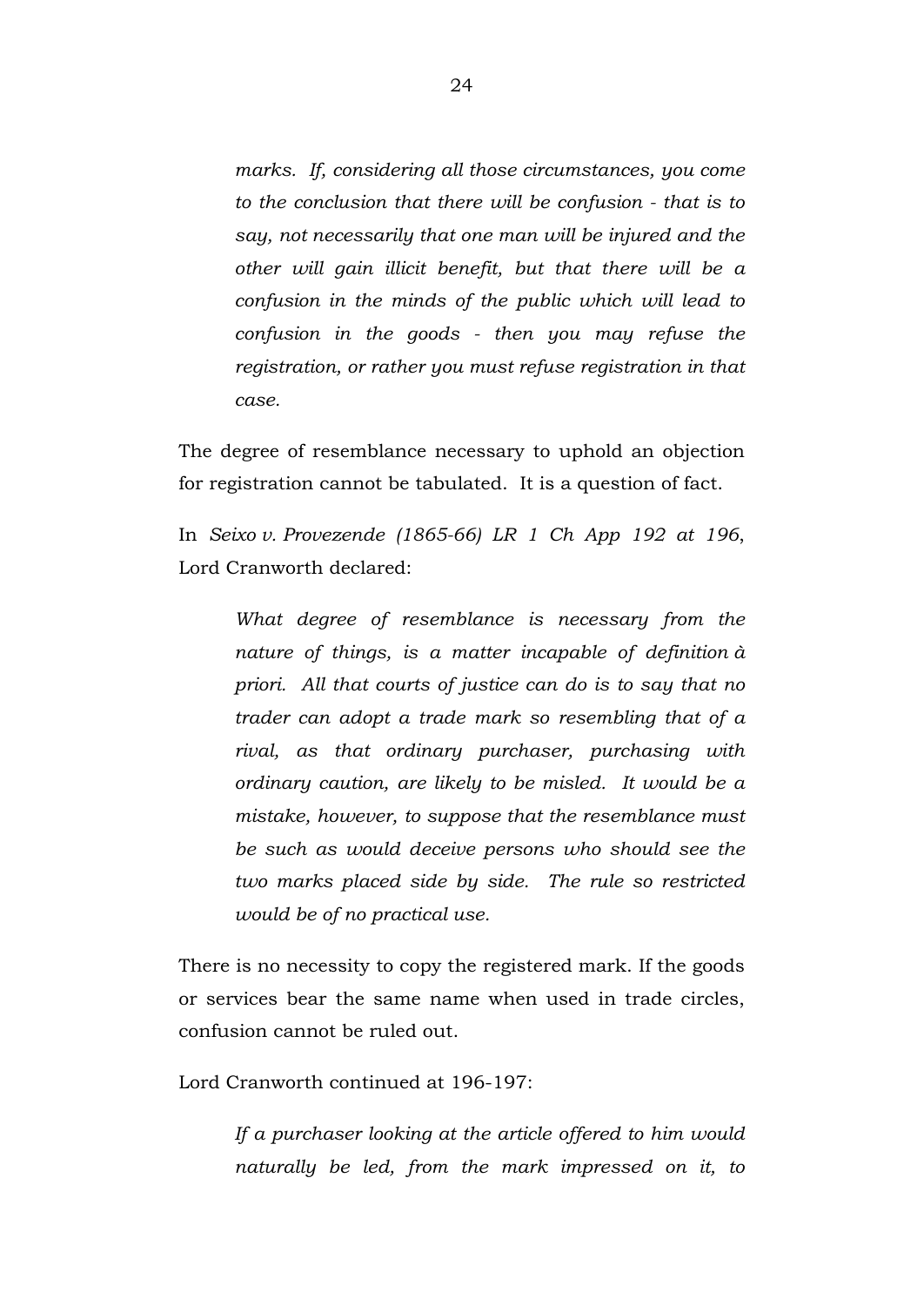> *marks. If, considering all those circumstances, you come to the conclusion that there will be confusion - that is to say, not necessarily that one man will be injured and the other will gain illicit benefit, but that there will be a confusion in the minds of the public which will lead to confusion in the goods - then you may refuse the registration, or rather you must refuse registration in that case.*

The degree of resemblance necessary to uphold an objection for registration cannot be tabulated. It is a question of fact.

In *Seixo v. Provezende (1865-66) LR 1 Ch App 192 at 196*, Lord Cranworth declared:

> *What degree of resemblance is necessary from the nature of things, is a matter incapable of definition à priori. All that courts of justice can do is to say that no trader can adopt a trade mark so resembling that of a rival, as that ordinary purchaser, purchasing with ordinary caution, are likely to be misled. It would be a mistake, however, to suppose that the resemblance must be such as would deceive persons who should see the two marks placed side by side. The rule so restricted would be of no practical use.*

There is no necessity to copy the registered mark. If the goods or services bear the same name when used in trade circles, confusion cannot be ruled out.

Lord Cranworth continued at 196-197:

> *If a purchaser looking at the article offered to him would naturally be led, from the mark impressed on it, to*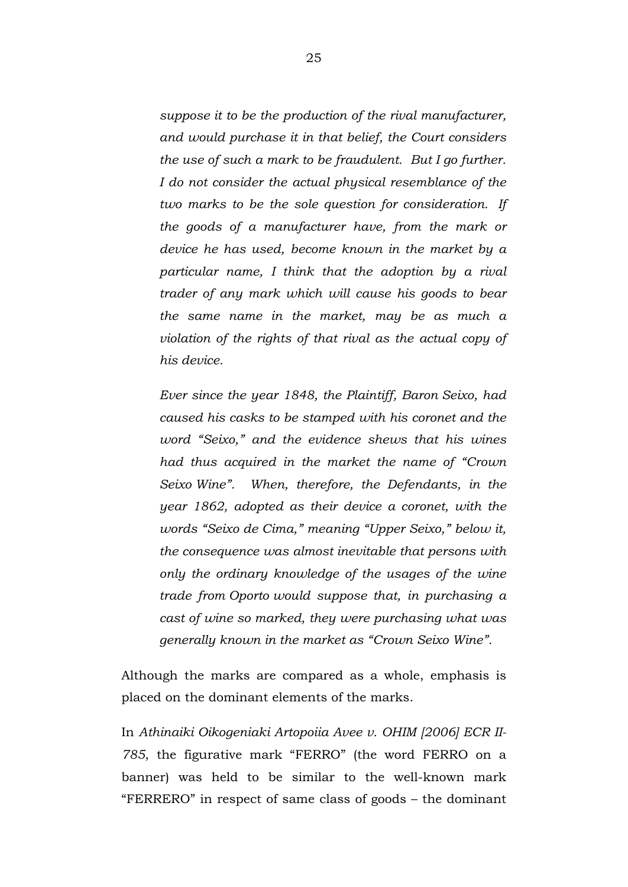> *suppose it to be the production of the rival manufacturer, and would purchase it in that belief, the Court considers the use of such a mark to be fraudulent. But I go further. I do not consider the actual physical resemblance of the two marks to be the sole question for consideration. If the goods of a manufacturer have, from the mark or device he has used, become known in the market by a particular name, I think that the adoption by a rival trader of any mark which will cause his goods to bear the same name in the market, may be as much a violation of the rights of that rival as the actual copy of his device.*
>
> *Ever since the year 1848, the Plaintiff, Baron Seixo, had caused his casks to be stamped with his coronet and the word "Seixo," and the evidence shews that his wines had thus acquired in the market the name of "Crown Seixo Wine". When, therefore, the Defendants, in the year 1862, adopted as their device a coronet, with the words "Seixo de Cima," meaning "Upper Seixo," below it, the consequence was almost inevitable that persons with only the ordinary knowledge of the usages of the wine trade from Oporto would suppose that, in purchasing a cast of wine so marked, they were purchasing what was generally known in the market as "Crown Seixo Wine".*

Although the marks are compared as a whole, emphasis is placed on the dominant elements of the marks.

In *Athinaiki Oikogeniaki Artopoiia Avee v. OHIM [2006] ECR II-785*, the figurative mark "FERRO" (the word FERRO on a banner) was held to be similar to the well-known mark "FERRERO" in respect of same class of goods – the dominant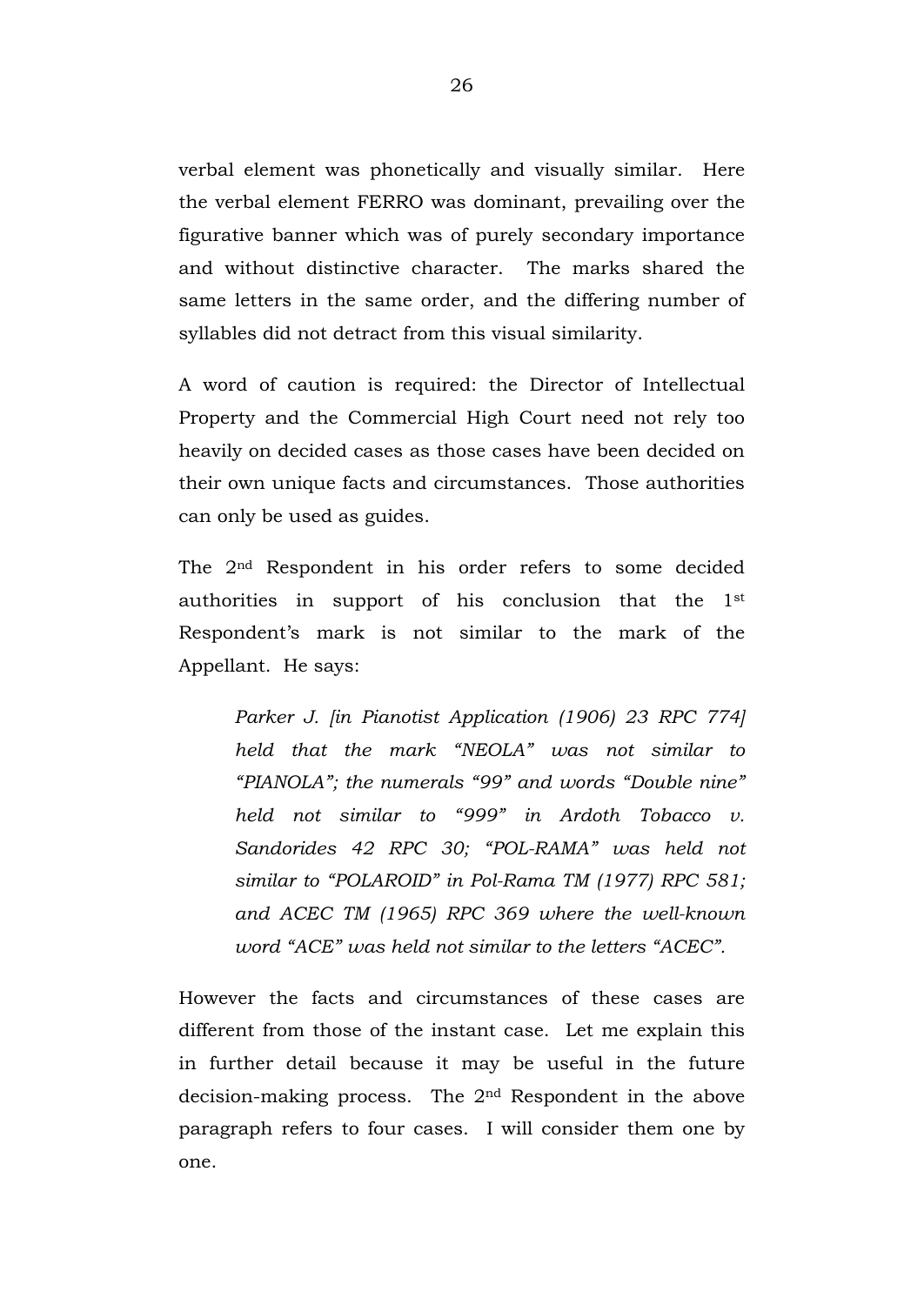verbal element was phonetically and visually similar. Here the verbal element FERRO was dominant, prevailing over the figurative banner which was of purely secondary importance and without distinctive character. The marks shared the same letters in the same order, and the differing number of syllables did not detract from this visual similarity.

A word of caution is required: the Director of Intellectual Property and the Commercial High Court need not rely too heavily on decided cases as those cases have been decided on their own unique facts and circumstances. Those authorities can only be used as guides.

The 2nd Respondent in his order refers to some decided authorities in support of his conclusion that the 1st Respondent's mark is not similar to the mark of the Appellant. He says:

> *Parker J. [in Pianotist Application (1906) 23 RPC 774] held that the mark "NEOLA" was not similar to "PIANOLA"; the numerals "99" and words "Double nine" held not similar to "999" in Ardoth Tobacco v. Sandorides 42 RPC 30; "POL-RAMA" was held not similar to "POLAROID" in Pol-Rama TM (1977) RPC 581; and ACEC TM (1965) RPC 369 where the well-known word "ACE" was held not similar to the letters "ACEC".*

However the facts and circumstances of these cases are different from those of the instant case. Let me explain this in further detail because it may be useful in the future decision-making process. The 2nd Respondent in the above paragraph refers to four cases. I will consider them one by one.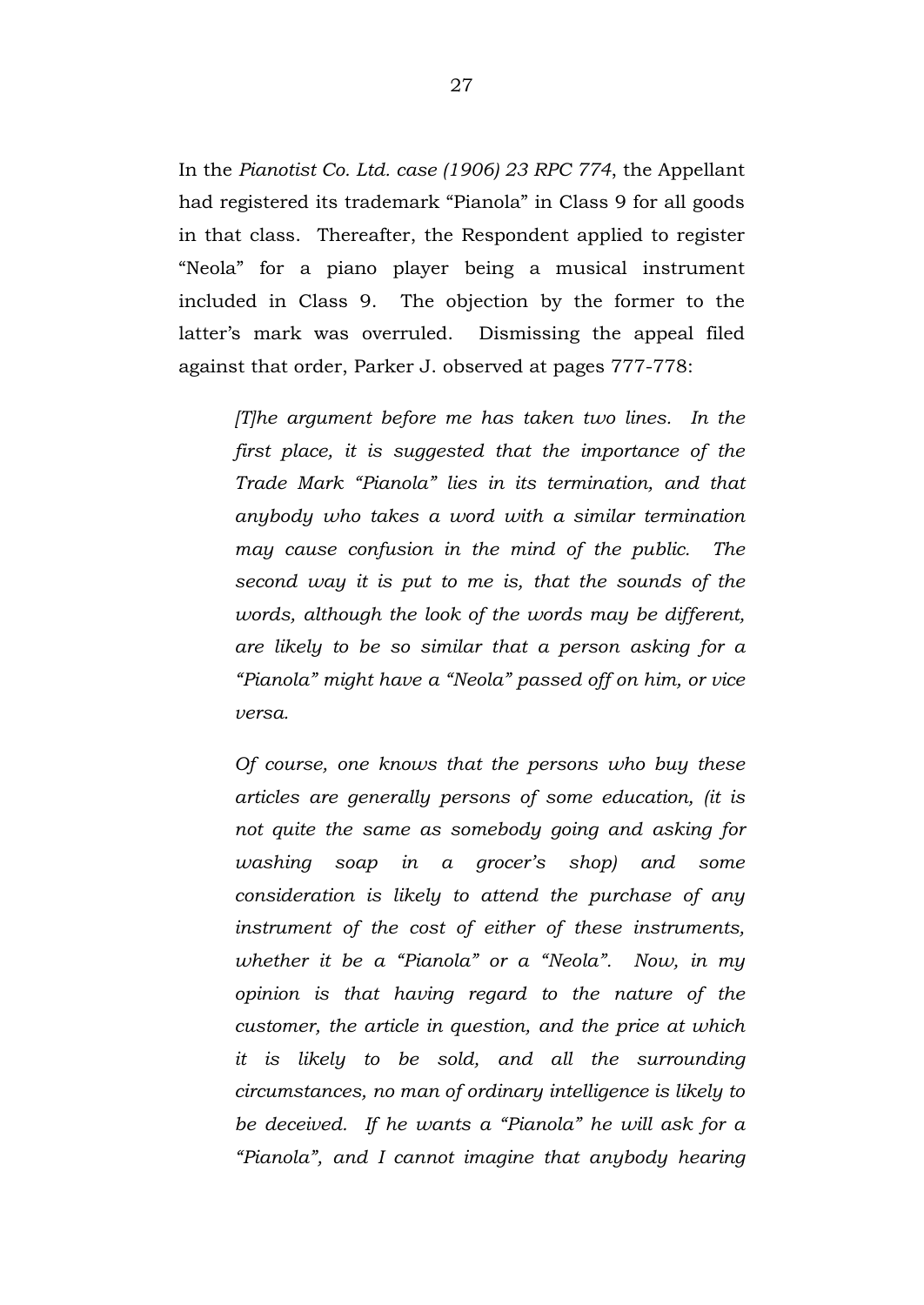In the *Pianotist Co. Ltd. case (1906) 23 RPC 774*, the Appellant had registered its trademark "Pianola" in Class 9 for all goods in that class. Thereafter, the Respondent applied to register "Neola" for a piano player being a musical instrument included in Class 9. The objection by the former to the latter's mark was overruled. Dismissing the appeal filed against that order, Parker J. observed at pages 777-778:

> *[T]he argument before me has taken two lines. In the first place, it is suggested that the importance of the Trade Mark "Pianola" lies in its termination, and that anybody who takes a word with a similar termination may cause confusion in the mind of the public. The second way it is put to me is, that the sounds of the words, although the look of the words may be different, are likely to be so similar that a person asking for a "Pianola" might have a "Neola" passed off on him, or vice versa.*
>
> *Of course, one knows that the persons who buy these articles are generally persons of some education, (it is not quite the same as somebody going and asking for washing soap in a grocer's shop) and some consideration is likely to attend the purchase of any instrument of the cost of either of these instruments, whether it be a "Pianola" or a "Neola". Now, in my opinion is that having regard to the nature of the customer, the article in question, and the price at which it is likely to be sold, and all the surrounding circumstances, no man of ordinary intelligence is likely to be deceived. If he wants a "Pianola" he will ask for a "Pianola", and I cannot imagine that anybody hearing*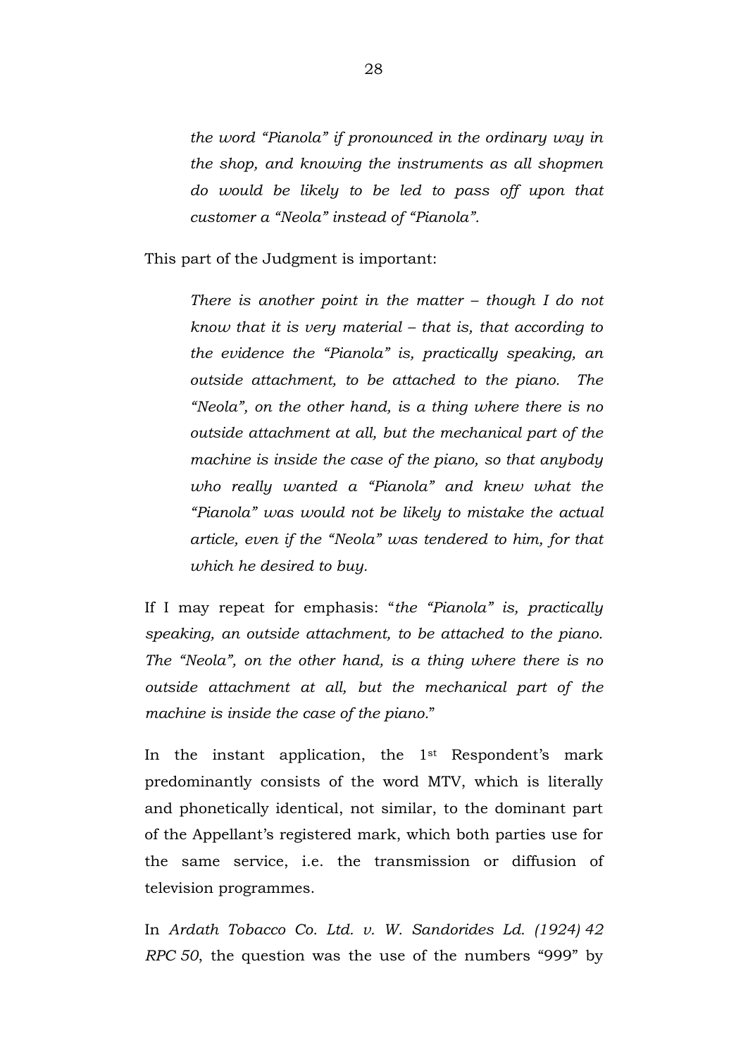> *the word "Pianola" if pronounced in the ordinary way in the shop, and knowing the instruments as all shopmen do would be likely to be led to pass off upon that customer a "Neola" instead of "Pianola".*

This part of the Judgment is important:

> *There is another point in the matter – though I do not know that it is very material – that is, that according to the evidence the "Pianola" is, practically speaking, an outside attachment, to be attached to the piano. The "Neola", on the other hand, is a thing where there is no outside attachment at all, but the mechanical part of the machine is inside the case of the piano, so that anybody who really wanted a "Pianola" and knew what the "Pianola" was would not be likely to mistake the actual article, even if the "Neola" was tendered to him, for that which he desired to buy.*

If I may repeat for emphasis: "*the "Pianola" is, practically speaking, an outside attachment, to be attached to the piano. The "Neola", on the other hand, is a thing where there is no outside attachment at all, but the mechanical part of the machine is inside the case of the piano.*"

In the instant application, the 1st Respondent's mark predominantly consists of the word MTV, which is literally and phonetically identical, not similar, to the dominant part of the Appellant's registered mark, which both parties use for the same service, i.e. the transmission or diffusion of television programmes.

In *Ardath Tobacco Co. Ltd. v. W. Sandorides Ld. (1924) 42 RPC 50*, the question was the use of the numbers "999" by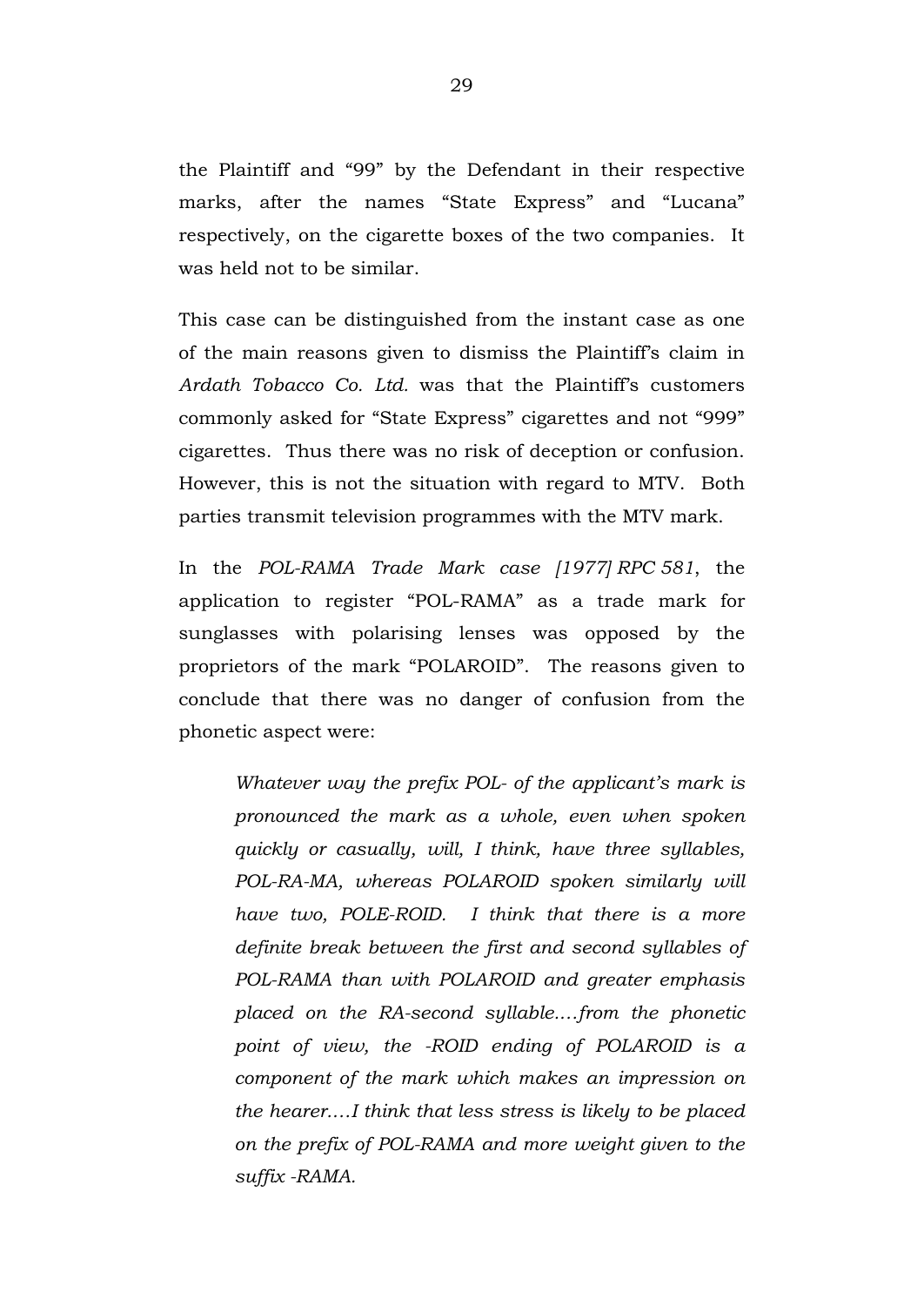the Plaintiff and "99" by the Defendant in their respective marks, after the names "State Express" and "Lucana" respectively, on the cigarette boxes of the two companies. It was held not to be similar.

This case can be distinguished from the instant case as one of the main reasons given to dismiss the Plaintiff's claim in *Ardath Tobacco Co. Ltd.* was that the Plaintiff's customers commonly asked for "State Express" cigarettes and not "999" cigarettes. Thus there was no risk of deception or confusion. However, this is not the situation with regard to MTV. Both parties transmit television programmes with the MTV mark.

In the *POL-RAMA Trade Mark case [1977] RPC 581*, the application to register "POL-RAMA" as a trade mark for sunglasses with polarising lenses was opposed by the proprietors of the mark "POLAROID". The reasons given to conclude that there was no danger of confusion from the phonetic aspect were:

> *Whatever way the prefix POL- of the applicant's mark is pronounced the mark as a whole, even when spoken quickly or casually, will, I think, have three syllables, POL-RA-MA, whereas POLAROID spoken similarly will have two, POLE-ROID. I think that there is a more definite break between the first and second syllables of POL-RAMA than with POLAROID and greater emphasis placed on the RA-second syllable.…from the phonetic point of view, the -ROID ending of POLAROID is a component of the mark which makes an impression on the hearer.…I think that less stress is likely to be placed on the prefix of POL-RAMA and more weight given to the suffix -RAMA.*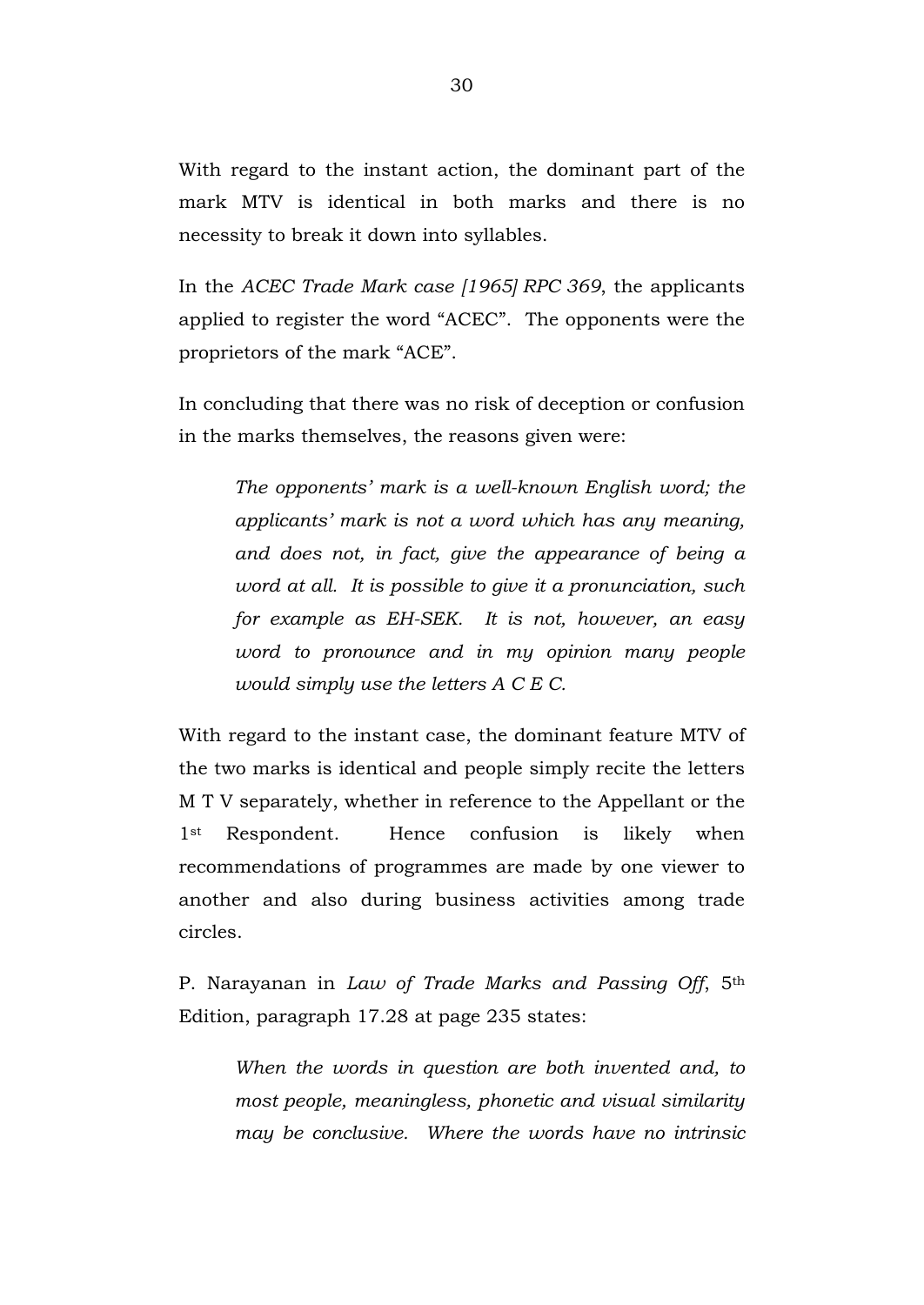With regard to the instant action, the dominant part of the mark MTV is identical in both marks and there is no necessity to break it down into syllables.

In the *ACEC Trade Mark case [1965] RPC 369*, the applicants applied to register the word "ACEC". The opponents were the proprietors of the mark "ACE".

In concluding that there was no risk of deception or confusion in the marks themselves, the reasons given were:

> *The opponents' mark is a well-known English word; the applicants' mark is not a word which has any meaning, and does not, in fact, give the appearance of being a word at all. It is possible to give it a pronunciation, such for example as EH-SEK. It is not, however, an easy word to pronounce and in my opinion many people would simply use the letters A C E C.*

With regard to the instant case, the dominant feature MTV of the two marks is identical and people simply recite the letters M T V separately, whether in reference to the Appellant or the 1st Respondent. Hence confusion is likely when recommendations of programmes are made by one viewer to another and also during business activities among trade circles.

P. Narayanan in *Law of Trade Marks and Passing Off*, 5th Edition, paragraph 17.28 at page 235 states:

> *When the words in question are both invented and, to most people, meaningless, phonetic and visual similarity may be conclusive. Where the words have no intrinsic*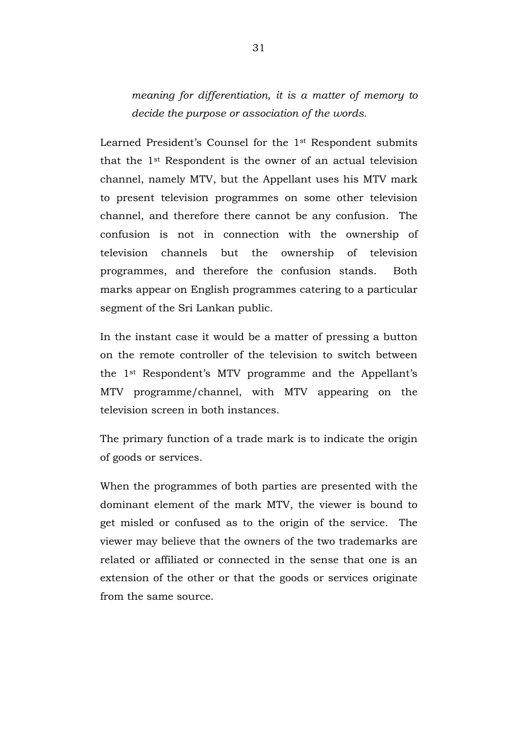*meaning for differentiation, it is a matter of memory to decide the purpose or association of the words.*

Learned President's Counsel for the 1st Respondent submits that the 1st Respondent is the owner of an actual television channel, namely MTV, but the Appellant uses his MTV mark to present television programmes on some other television channel, and therefore there cannot be any confusion. The confusion is not in connection with the ownership of television channels but the ownership of television programmes, and therefore the confusion stands. Both marks appear on English programmes catering to a particular segment of the Sri Lankan public.

In the instant case it would be a matter of pressing a button on the remote controller of the television to switch between the 1st Respondent's MTV programme and the Appellant's MTV programme/channel, with MTV appearing on the television screen in both instances.

The primary function of a trade mark is to indicate the origin of goods or services.

When the programmes of both parties are presented with the dominant element of the mark MTV, the viewer is bound to get misled or confused as to the origin of the service. The viewer may believe that the owners of the two trademarks are related or affiliated or connected in the sense that one is an extension of the other or that the goods or services originate from the same source.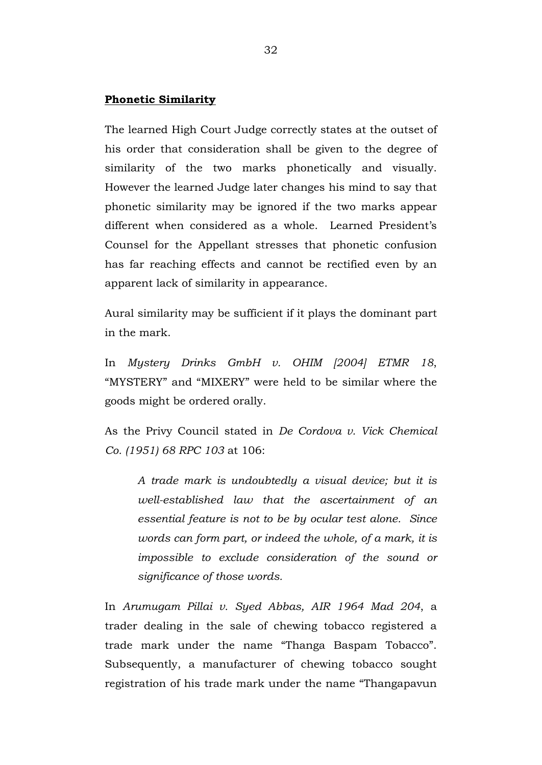**Phonetic Similarity**

The learned High Court Judge correctly states at the outset of his order that consideration shall be given to the degree of similarity of the two marks phonetically and visually. However the learned Judge later changes his mind to say that phonetic similarity may be ignored if the two marks appear different when considered as a whole. Learned President's Counsel for the Appellant stresses that phonetic confusion has far reaching effects and cannot be rectified even by an apparent lack of similarity in appearance.

Aural similarity may be sufficient if it plays the dominant part in the mark.

In *Mystery Drinks GmbH v. OHIM [2004] ETMR 18*, "MYSTERY" and "MIXERY" were held to be similar where the goods might be ordered orally.

As the Privy Council stated in *De Cordova v. Vick Chemical Co. (1951) 68 RPC 103* at 106:

> *A trade mark is undoubtedly a visual device; but it is well-established law that the ascertainment of an essential feature is not to be by ocular test alone. Since words can form part, or indeed the whole, of a mark, it is impossible to exclude consideration of the sound or significance of those words.*

In *Arumugam Pillai v. Syed Abbas, AIR 1964 Mad 204*, a trader dealing in the sale of chewing tobacco registered a trade mark under the name "Thanga Baspam Tobacco". Subsequently, a manufacturer of chewing tobacco sought registration of his trade mark under the name "Thangapavun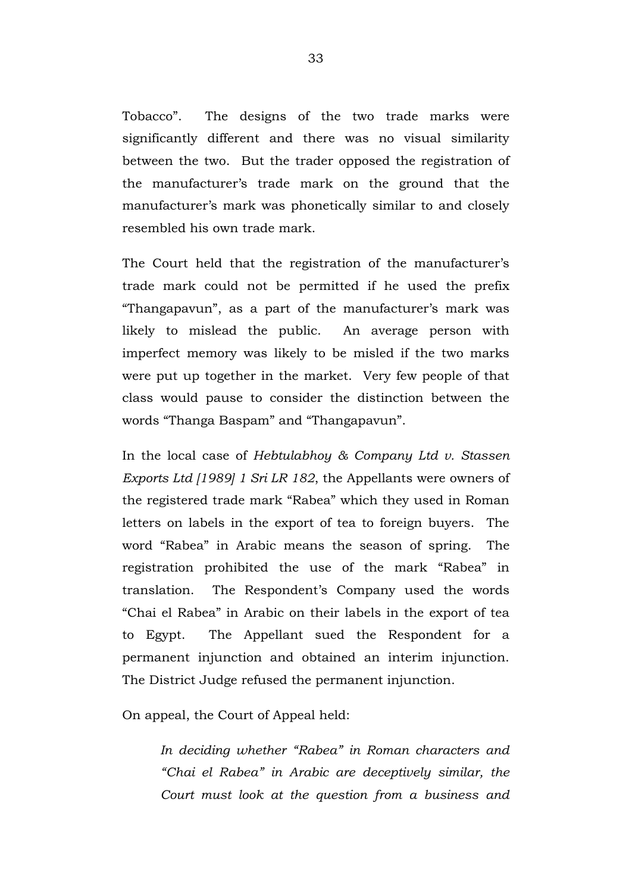Tobacco". The designs of the two trade marks were significantly different and there was no visual similarity between the two. But the trader opposed the registration of the manufacturer's trade mark on the ground that the manufacturer's mark was phonetically similar to and closely resembled his own trade mark.

The Court held that the registration of the manufacturer's trade mark could not be permitted if he used the prefix "Thangapavun", as a part of the manufacturer's mark was likely to mislead the public. An average person with imperfect memory was likely to be misled if the two marks were put up together in the market. Very few people of that class would pause to consider the distinction between the words "Thanga Baspam" and "Thangapavun".

In the local case of *Hebtulabhoy & Company Ltd v. Stassen Exports Ltd [1989] 1 Sri LR 182*, the Appellants were owners of the registered trade mark "Rabea" which they used in Roman letters on labels in the export of tea to foreign buyers. The word "Rabea" in Arabic means the season of spring. The registration prohibited the use of the mark "Rabea" in translation. The Respondent's Company used the words "Chai el Rabea" in Arabic on their labels in the export of tea to Egypt. The Appellant sued the Respondent for a permanent injunction and obtained an interim injunction. The District Judge refused the permanent injunction.

On appeal, the Court of Appeal held:

> *In deciding whether "Rabea" in Roman characters and "Chai el Rabea" in Arabic are deceptively similar, the Court must look at the question from a business and*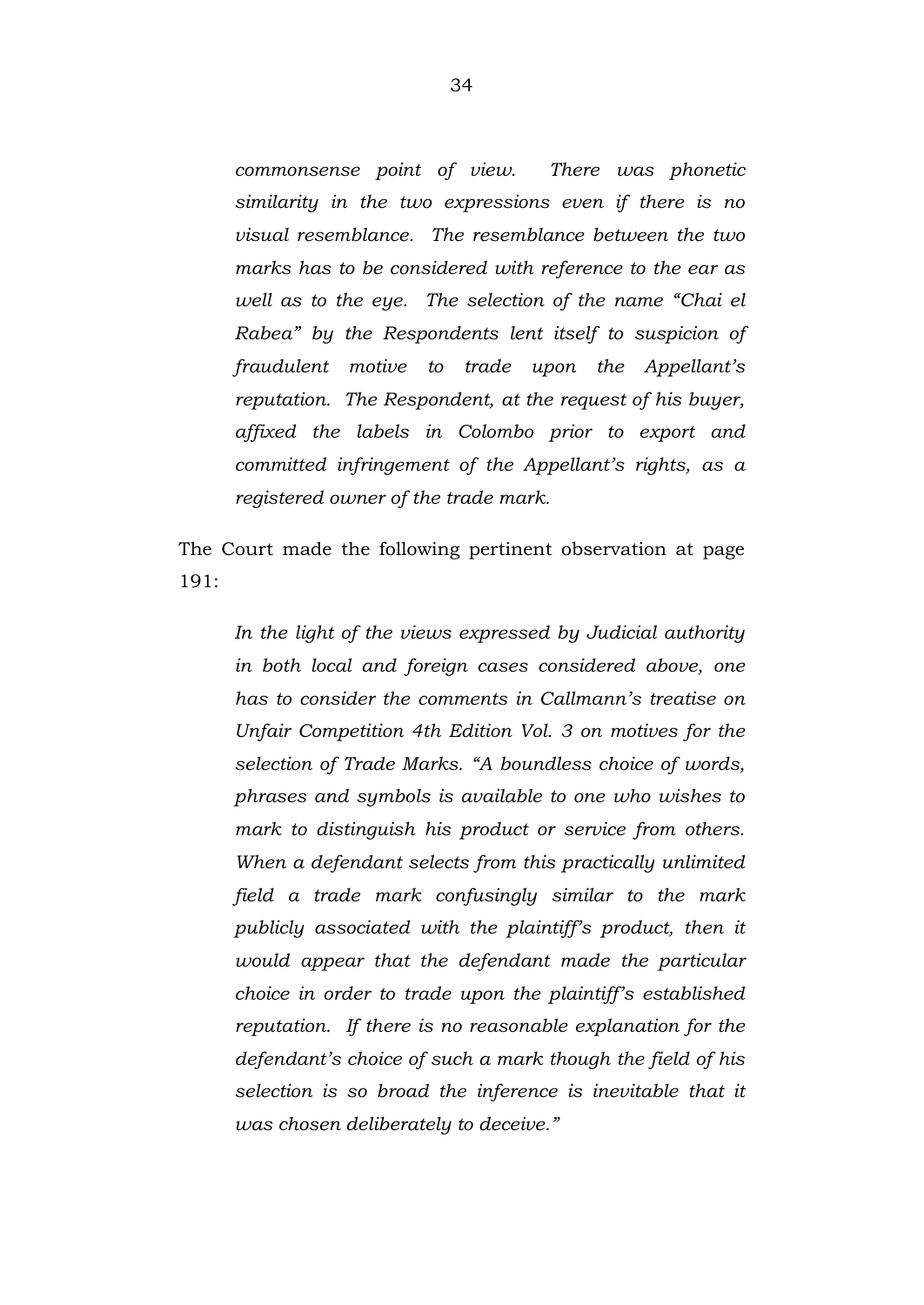*commonsense point of view. There was phonetic similarity in the two expressions even if there is no visual resemblance. The resemblance between the two marks has to be considered with reference to the ear as well as to the eye. The selection of the name "Chai el Rabea" by the Respondents lent itself to suspicion of fraudulent motive to trade upon the Appellant's reputation. The Respondent, at the request of his buyer, affixed the labels in Colombo prior to export and committed infringement of the Appellant's rights, as a registered owner of the trade mark.*

The Court made the following pertinent observation at page 191:

> *In the light of the views expressed by Judicial authority in both local and foreign cases considered above, one has to consider the comments in Callmann's treatise on Unfair Competition 4th Edition Vol. 3 on motives for the selection of Trade Marks. "A boundless choice of words, phrases and symbols is available to one who wishes to mark to distinguish his product or service from others. When a defendant selects from this practically unlimited field a trade mark confusingly similar to the mark publicly associated with the plaintiff's product, then it would appear that the defendant made the particular choice in order to trade upon the plaintiff's established reputation. If there is no reasonable explanation for the defendant's choice of such a mark though the field of his selection is so broad the inference is inevitable that it was chosen deliberately to deceive."*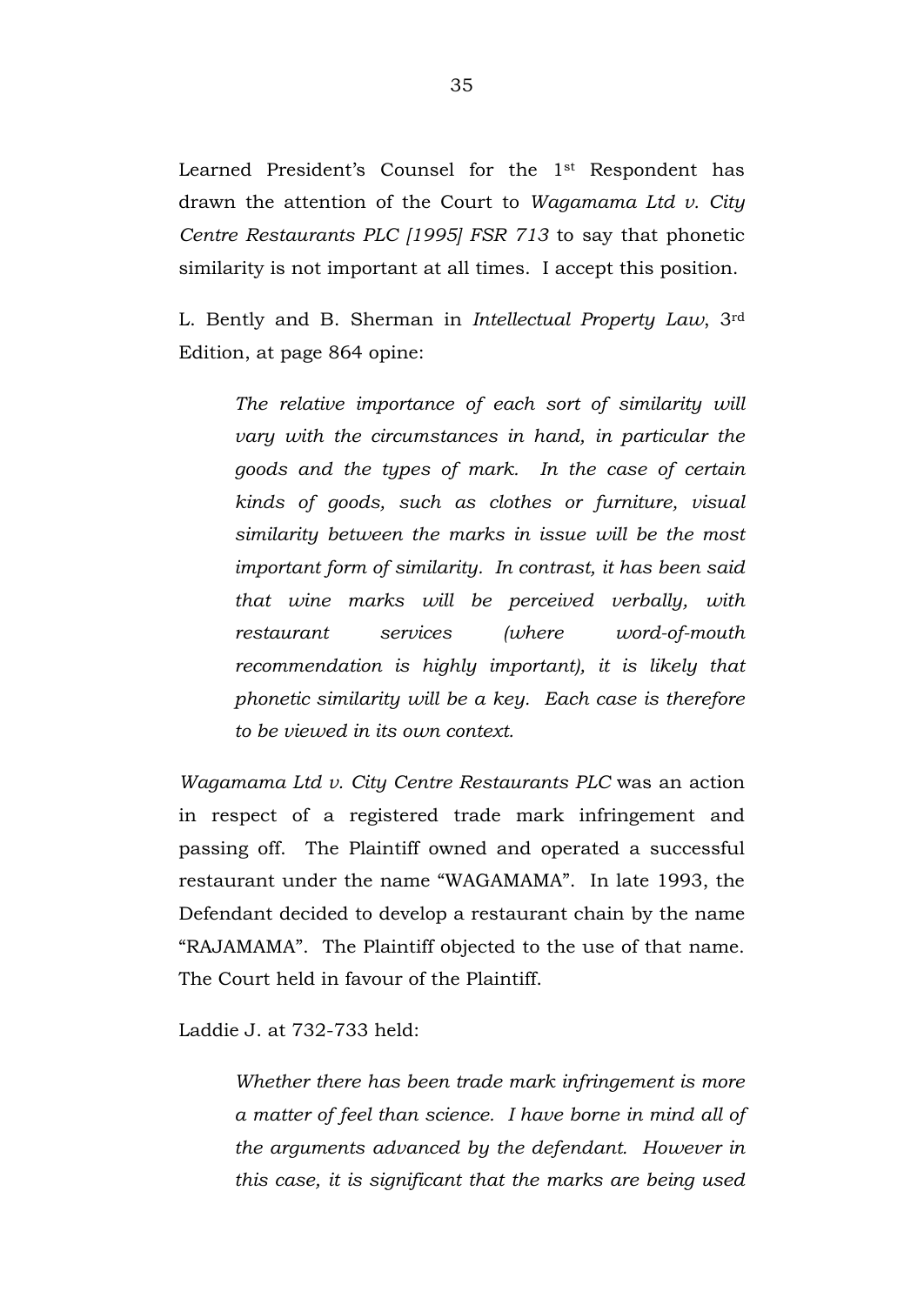Learned President's Counsel for the 1st Respondent has drawn the attention of the Court to *Wagamama Ltd v. City Centre Restaurants PLC [1995] FSR 713* to say that phonetic similarity is not important at all times. I accept this position.

L. Bently and B. Sherman in *Intellectual Property Law*, 3rd Edition, at page 864 opine:

> *The relative importance of each sort of similarity will vary with the circumstances in hand, in particular the goods and the types of mark. In the case of certain kinds of goods, such as clothes or furniture, visual similarity between the marks in issue will be the most important form of similarity. In contrast, it has been said that wine marks will be perceived verbally, with restaurant services (where word-of-mouth recommendation is highly important), it is likely that phonetic similarity will be a key. Each case is therefore to be viewed in its own context.*

*Wagamama Ltd v. City Centre Restaurants PLC* was an action in respect of a registered trade mark infringement and passing off. The Plaintiff owned and operated a successful restaurant under the name "WAGAMAMA". In late 1993, the Defendant decided to develop a restaurant chain by the name "RAJAMAMA". The Plaintiff objected to the use of that name. The Court held in favour of the Plaintiff.

Laddie J. at 732-733 held:

> *Whether there has been trade mark infringement is more a matter of feel than science. I have borne in mind all of the arguments advanced by the defendant. However in this case, it is significant that the marks are being used*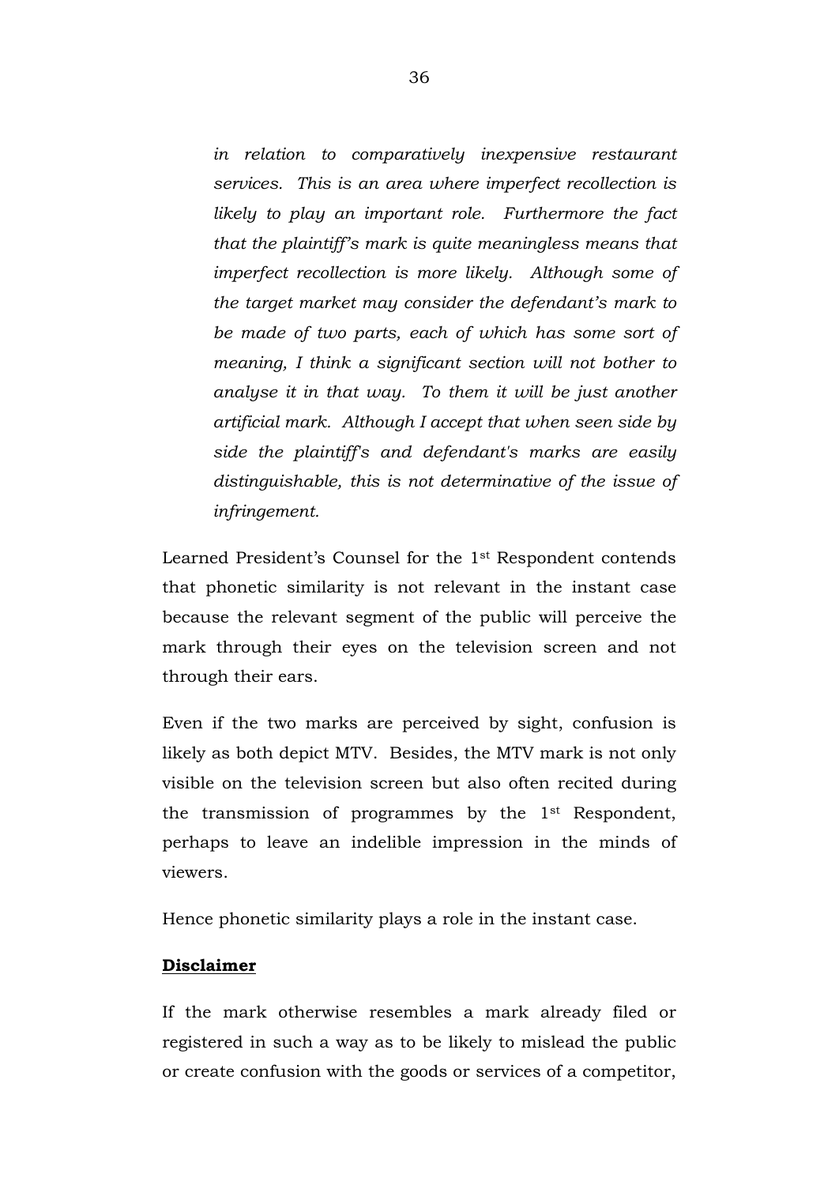> *in relation to comparatively inexpensive restaurant services. This is an area where imperfect recollection is likely to play an important role. Furthermore the fact that the plaintiff's mark is quite meaningless means that imperfect recollection is more likely. Although some of the target market may consider the defendant's mark to be made of two parts, each of which has some sort of meaning, I think a significant section will not bother to analyse it in that way. To them it will be just another artificial mark. Although I accept that when seen side by side the plaintiff's and defendant's marks are easily distinguishable, this is not determinative of the issue of infringement.*

Learned President's Counsel for the 1st Respondent contends that phonetic similarity is not relevant in the instant case because the relevant segment of the public will perceive the mark through their eyes on the television screen and not through their ears.

Even if the two marks are perceived by sight, confusion is likely as both depict MTV. Besides, the MTV mark is not only visible on the television screen but also often recited during the transmission of programmes by the 1st Respondent, perhaps to leave an indelible impression in the minds of viewers.

Hence phonetic similarity plays a role in the instant case.

**Disclaimer**

If the mark otherwise resembles a mark already filed or registered in such a way as to be likely to mislead the public or create confusion with the goods or services of a competitor,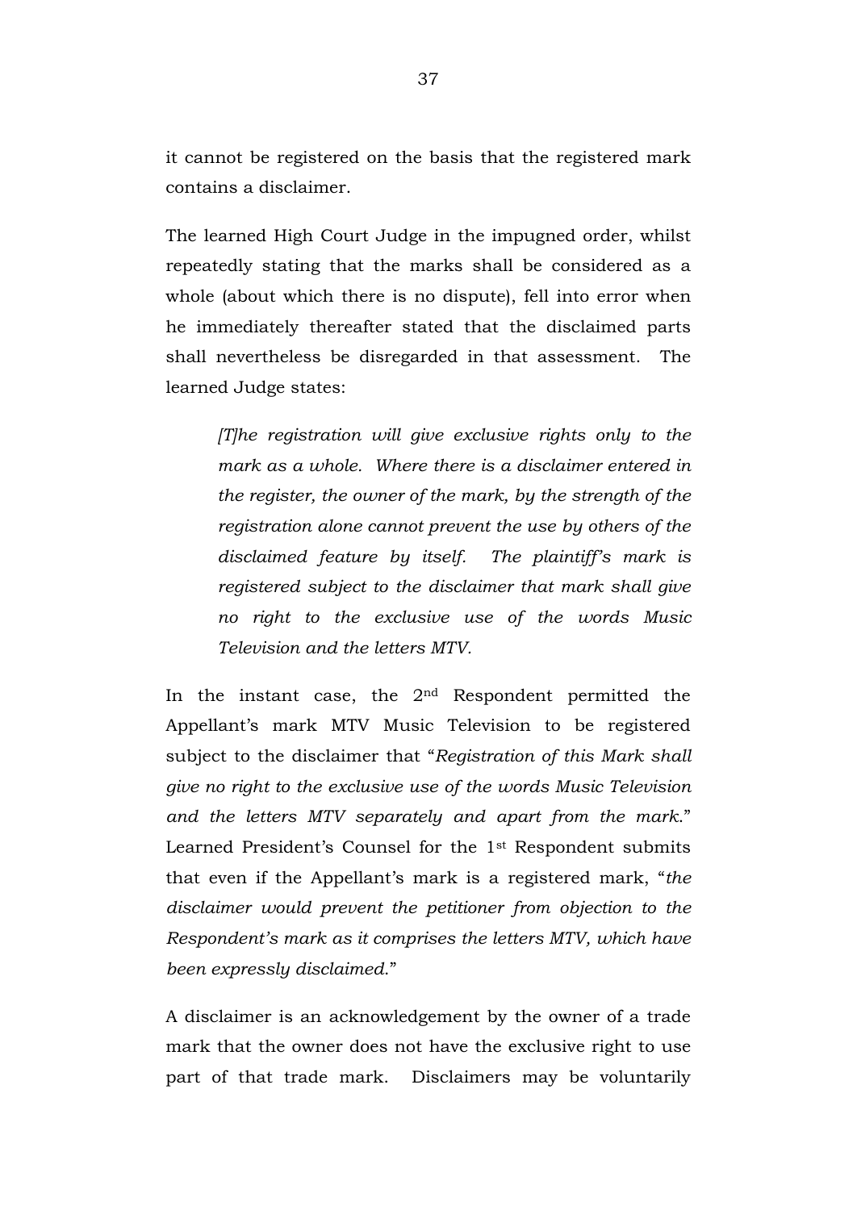it cannot be registered on the basis that the registered mark contains a disclaimer.

The learned High Court Judge in the impugned order, whilst repeatedly stating that the marks shall be considered as a whole (about which there is no dispute), fell into error when he immediately thereafter stated that the disclaimed parts shall nevertheless be disregarded in that assessment. The learned Judge states:

> *[T]he registration will give exclusive rights only to the mark as a whole. Where there is a disclaimer entered in the register, the owner of the mark, by the strength of the registration alone cannot prevent the use by others of the disclaimed feature by itself. The plaintiff's mark is registered subject to the disclaimer that mark shall give no right to the exclusive use of the words Music Television and the letters MTV.*

In the instant case, the 2nd Respondent permitted the Appellant's mark MTV Music Television to be registered subject to the disclaimer that "*Registration of this Mark shall give no right to the exclusive use of the words Music Television and the letters MTV separately and apart from the mark.*" Learned President's Counsel for the 1st Respondent submits that even if the Appellant's mark is a registered mark, "*the disclaimer would prevent the petitioner from objection to the Respondent's mark as it comprises the letters MTV, which have been expressly disclaimed.*"

A disclaimer is an acknowledgement by the owner of a trade mark that the owner does not have the exclusive right to use part of that trade mark. Disclaimers may be voluntarily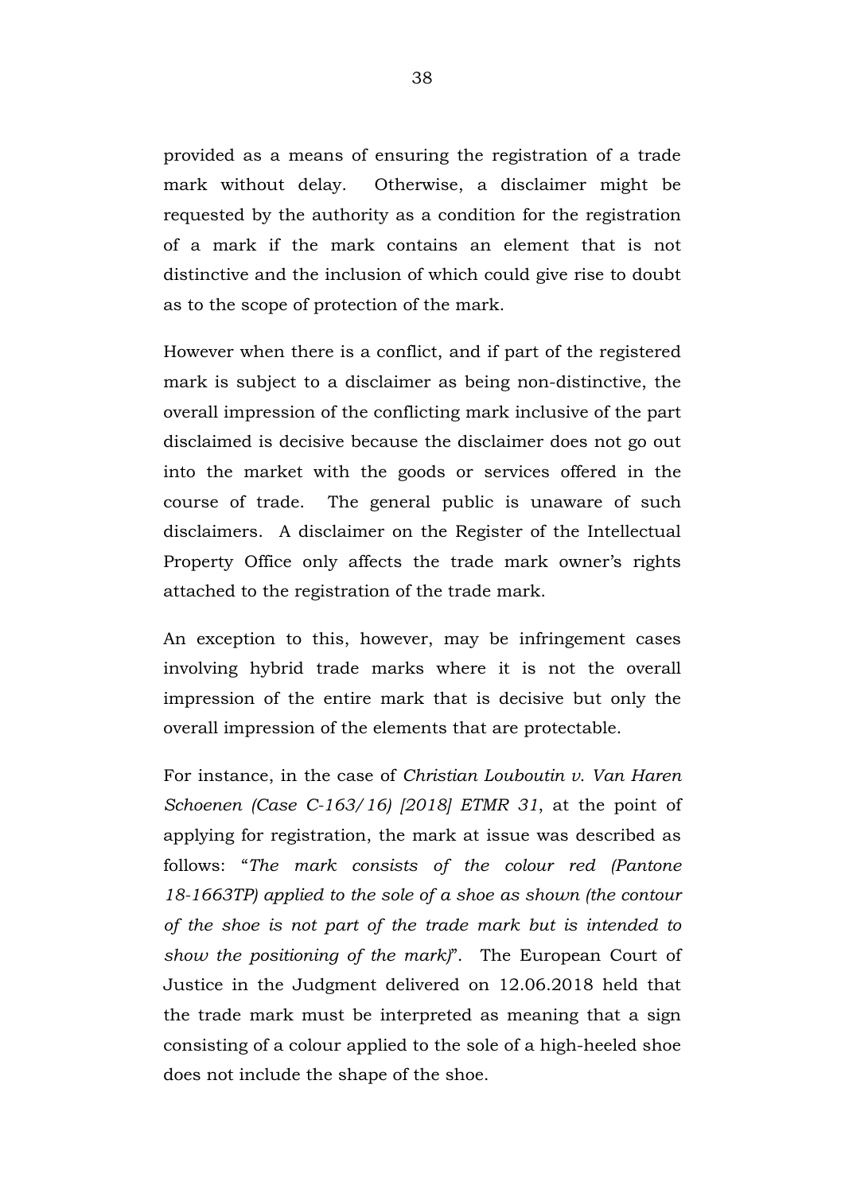provided as a means of ensuring the registration of a trade mark without delay. Otherwise, a disclaimer might be requested by the authority as a condition for the registration of a mark if the mark contains an element that is not distinctive and the inclusion of which could give rise to doubt as to the scope of protection of the mark.

However when there is a conflict, and if part of the registered mark is subject to a disclaimer as being non-distinctive, the overall impression of the conflicting mark inclusive of the part disclaimed is decisive because the disclaimer does not go out into the market with the goods or services offered in the course of trade. The general public is unaware of such disclaimers. A disclaimer on the Register of the Intellectual Property Office only affects the trade mark owner's rights attached to the registration of the trade mark.

An exception to this, however, may be infringement cases involving hybrid trade marks where it is not the overall impression of the entire mark that is decisive but only the overall impression of the elements that are protectable.

For instance, in the case of *Christian Louboutin v. Van Haren Schoenen (Case C-163/16) [2018] ETMR 31*, at the point of applying for registration, the mark at issue was described as follows: "*The mark consists of the colour red (Pantone 18-1663TP) applied to the sole of a shoe as shown (the contour of the shoe is not part of the trade mark but is intended to show the positioning of the mark)*". The European Court of Justice in the Judgment delivered on 12.06.2018 held that the trade mark must be interpreted as meaning that a sign consisting of a colour applied to the sole of a high-heeled shoe does not include the shape of the shoe.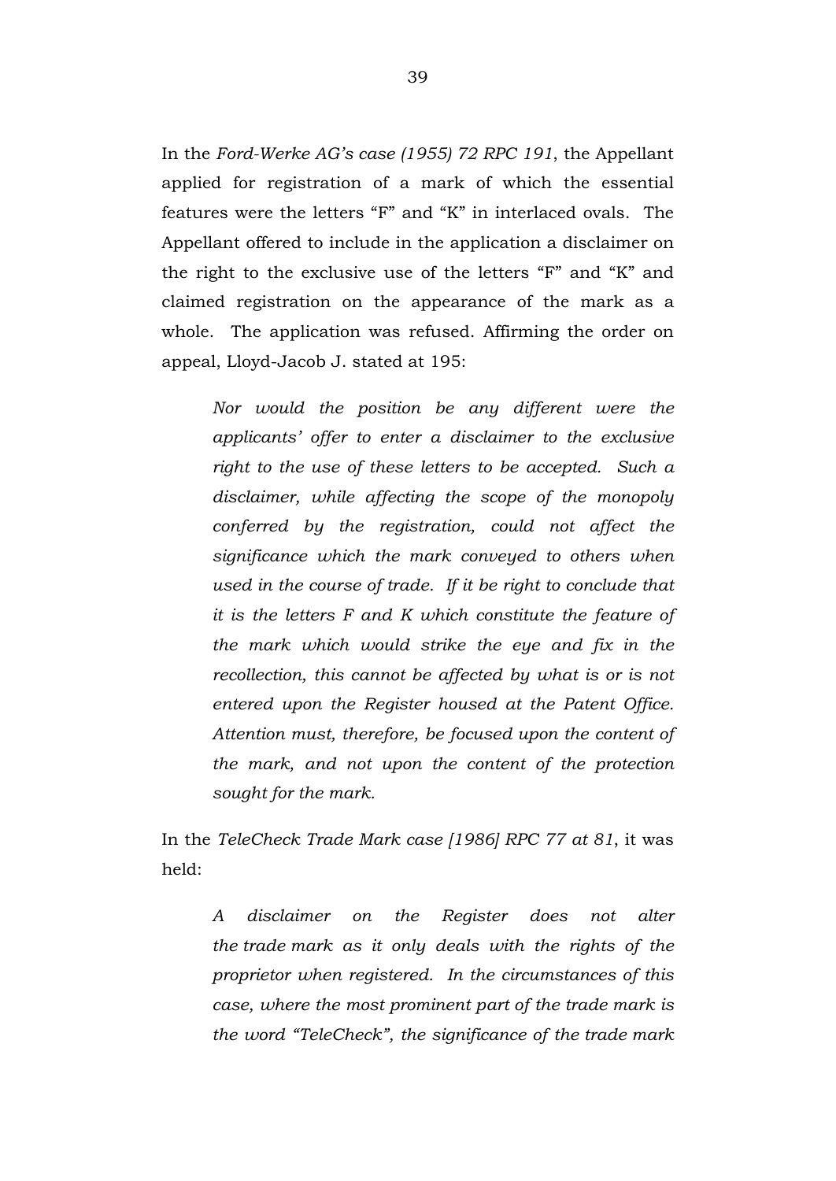In the *Ford-Werke AG's case (1955) 72 RPC 191*, the Appellant applied for registration of a mark of which the essential features were the letters "F" and "K" in interlaced ovals. The Appellant offered to include in the application a disclaimer on the right to the exclusive use of the letters "F" and "K" and claimed registration on the appearance of the mark as a whole. The application was refused. Affirming the order on appeal, Lloyd-Jacob J. stated at 195:

> *Nor would the position be any different were the applicants' offer to enter a disclaimer to the exclusive right to the use of these letters to be accepted. Such a disclaimer, while affecting the scope of the monopoly conferred by the registration, could not affect the significance which the mark conveyed to others when used in the course of trade. If it be right to conclude that it is the letters F and K which constitute the feature of the mark which would strike the eye and fix in the recollection, this cannot be affected by what is or is not entered upon the Register housed at the Patent Office. Attention must, therefore, be focused upon the content of the mark, and not upon the content of the protection sought for the mark.*

In the *TeleCheck Trade Mark case [1986] RPC 77 at 81*, it was held:

> *A disclaimer on the Register does not alter the trade mark as it only deals with the rights of the proprietor when registered. In the circumstances of this case, where the most prominent part of the trade mark is the word "TeleCheck", the significance of the trade mark*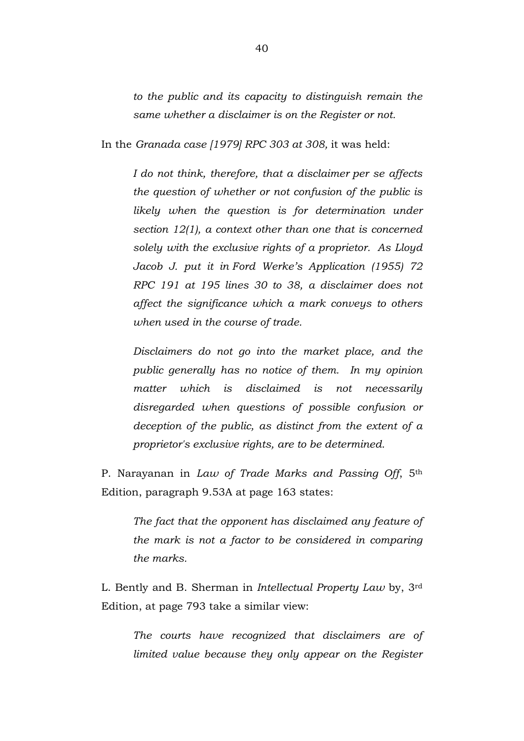*to the public and its capacity to distinguish remain the same whether a disclaimer is on the Register or not.*

In the *Granada case [1979] RPC 303 at 308,* it was held:

> *I do not think, therefore, that a disclaimer per se affects the question of whether or not confusion of the public is likely when the question is for determination under section 12(1), a context other than one that is concerned solely with the exclusive rights of a proprietor. As Lloyd Jacob J. put it in Ford Werke's Application (1955) 72 RPC 191 at 195 lines 30 to 38, a disclaimer does not affect the significance which a mark conveys to others when used in the course of trade.*
>
> *Disclaimers do not go into the market place, and the public generally has no notice of them. In my opinion matter which is disclaimed is not necessarily disregarded when questions of possible confusion or deception of the public, as distinct from the extent of a proprietor's exclusive rights, are to be determined.*

P. Narayanan in *Law of Trade Marks and Passing Off*, 5th Edition, paragraph 9.53A at page 163 states:

> *The fact that the opponent has disclaimed any feature of the mark is not a factor to be considered in comparing the marks.*

L. Bently and B. Sherman in *Intellectual Property Law* by, 3rd Edition, at page 793 take a similar view:

> *The courts have recognized that disclaimers are of limited value because they only appear on the Register*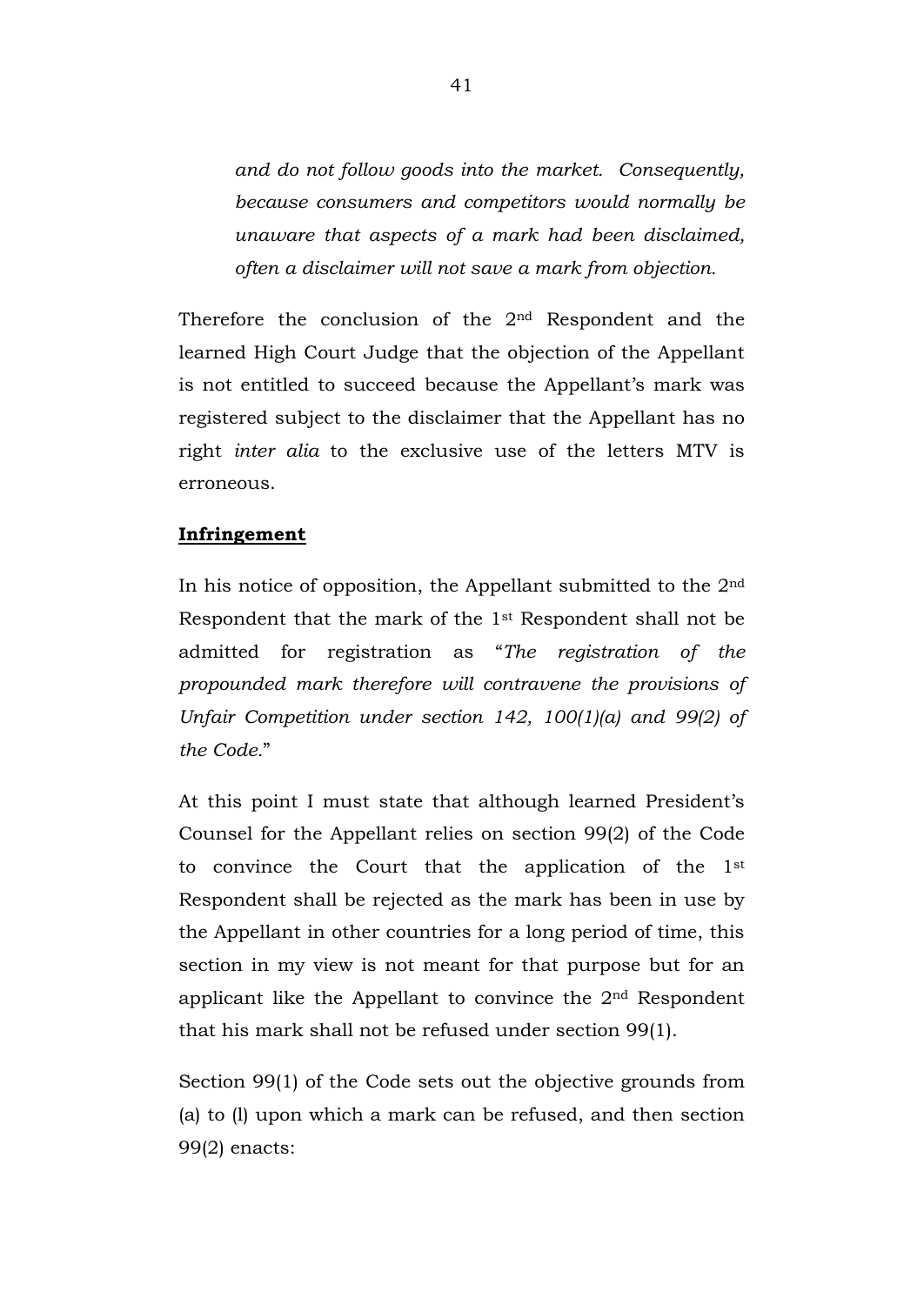> *and do not follow goods into the market. Consequently, because consumers and competitors would normally be unaware that aspects of a mark had been disclaimed, often a disclaimer will not save a mark from objection.*

Therefore the conclusion of the 2nd Respondent and the learned High Court Judge that the objection of the Appellant is not entitled to succeed because the Appellant's mark was registered subject to the disclaimer that the Appellant has no right *inter alia* to the exclusive use of the letters MTV is erroneous.

**Infringement**

In his notice of opposition, the Appellant submitted to the 2nd Respondent that the mark of the 1st Respondent shall not be admitted for registration as "*The registration of the propounded mark therefore will contravene the provisions of Unfair Competition under section 142, 100(1)(a) and 99(2) of the Code.*"

At this point I must state that although learned President's Counsel for the Appellant relies on section 99(2) of the Code to convince the Court that the application of the 1st Respondent shall be rejected as the mark has been in use by the Appellant in other countries for a long period of time, this section in my view is not meant for that purpose but for an applicant like the Appellant to convince the 2nd Respondent that his mark shall not be refused under section 99(1).

Section 99(1) of the Code sets out the objective grounds from (a) to (l) upon which a mark can be refused, and then section 99(2) enacts: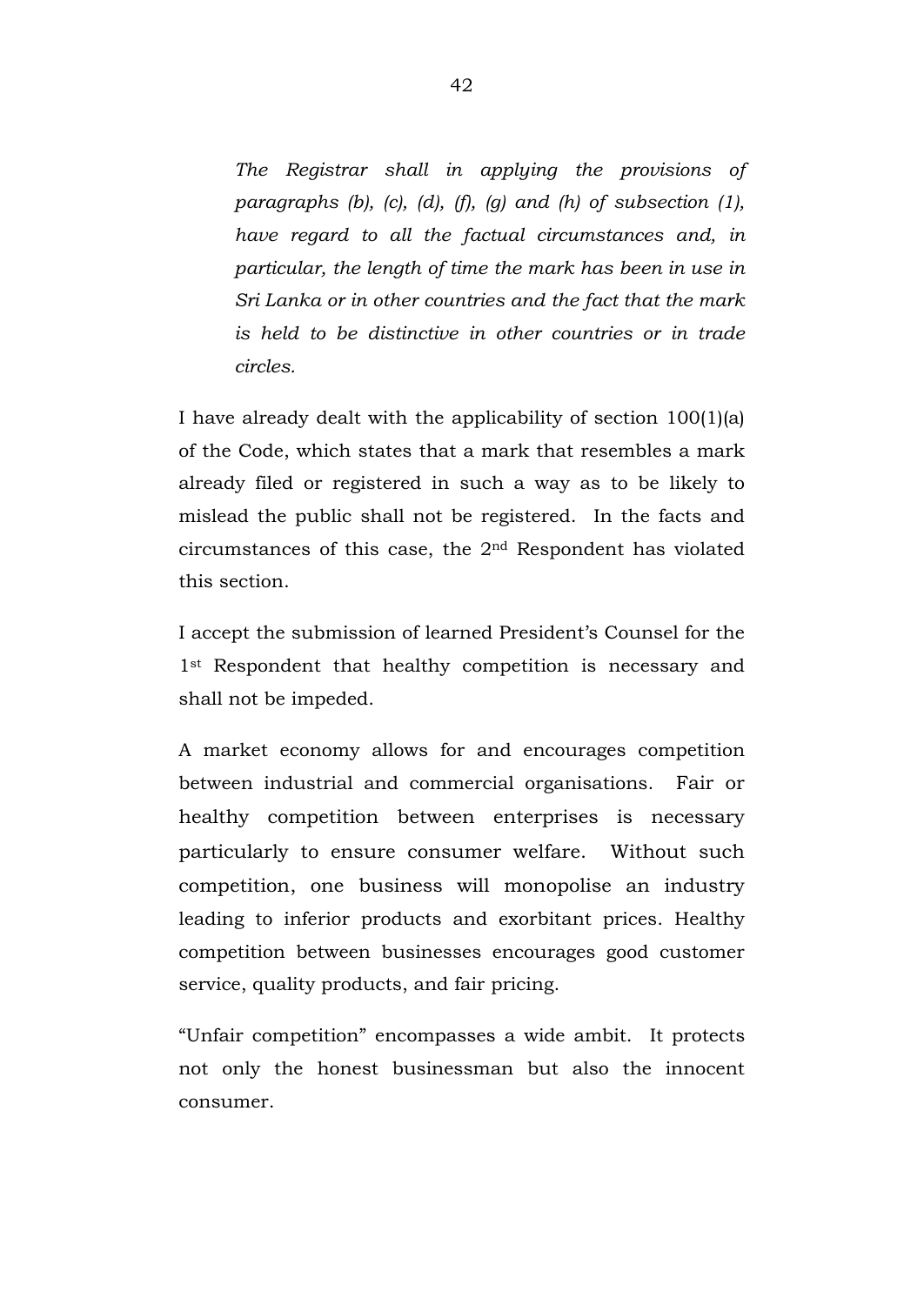> *The Registrar shall in applying the provisions of paragraphs (b), (c), (d), (f), (g) and (h) of subsection (1), have regard to all the factual circumstances and, in particular, the length of time the mark has been in use in Sri Lanka or in other countries and the fact that the mark is held to be distinctive in other countries or in trade circles.*

I have already dealt with the applicability of section 100(1)(a) of the Code, which states that a mark that resembles a mark already filed or registered in such a way as to be likely to mislead the public shall not be registered. In the facts and circumstances of this case, the 2nd Respondent has violated this section.

I accept the submission of learned President's Counsel for the 1st Respondent that healthy competition is necessary and shall not be impeded.

A market economy allows for and encourages competition between industrial and commercial organisations. Fair or healthy competition between enterprises is necessary particularly to ensure consumer welfare. Without such competition, one business will monopolise an industry leading to inferior products and exorbitant prices. Healthy competition between businesses encourages good customer service, quality products, and fair pricing.

"Unfair competition" encompasses a wide ambit. It protects not only the honest businessman but also the innocent consumer.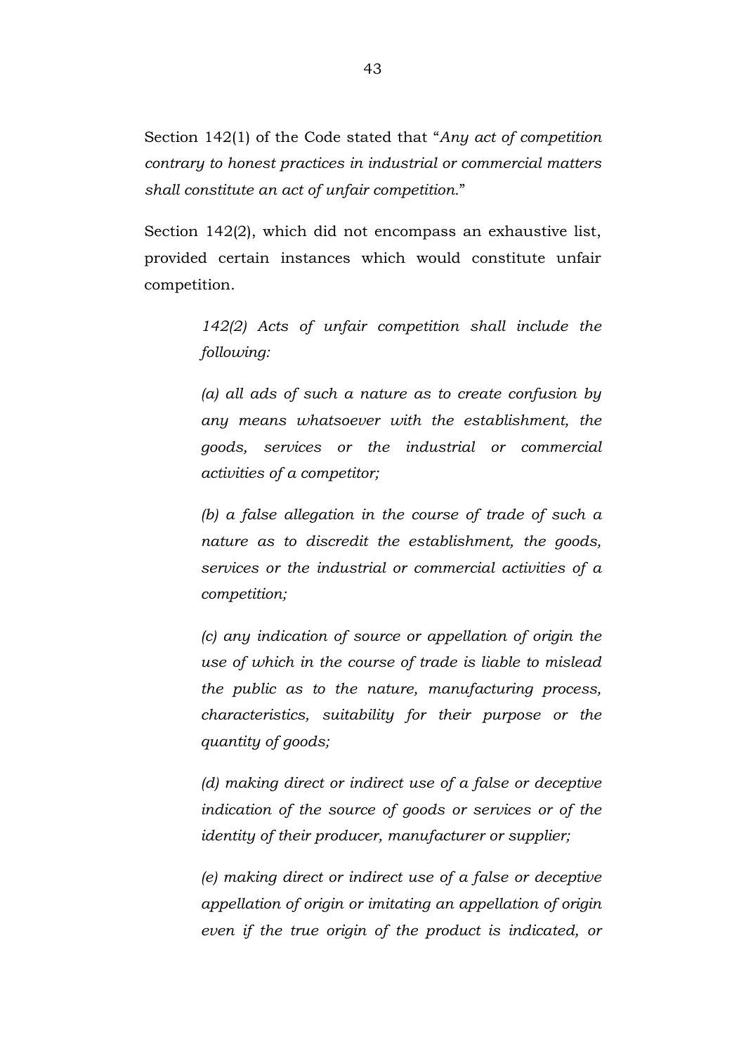Section 142(1) of the Code stated that "*Any act of competition contrary to honest practices in industrial or commercial matters shall constitute an act of unfair competition.*"

Section 142(2), which did not encompass an exhaustive list, provided certain instances which would constitute unfair competition.

> *142(2) Acts of unfair competition shall include the following:*
>
> *(a) all ads of such a nature as to create confusion by any means whatsoever with the establishment, the goods, services or the industrial or commercial activities of a competitor;*
>
> *(b) a false allegation in the course of trade of such a nature as to discredit the establishment, the goods, services or the industrial or commercial activities of a competition;*
>
> *(c) any indication of source or appellation of origin the use of which in the course of trade is liable to mislead the public as to the nature, manufacturing process, characteristics, suitability for their purpose or the quantity of goods;*
>
> *(d) making direct or indirect use of a false or deceptive indication of the source of goods or services or of the identity of their producer, manufacturer or supplier;*
>
> *(e) making direct or indirect use of a false or deceptive appellation of origin or imitating an appellation of origin even if the true origin of the product is indicated, or*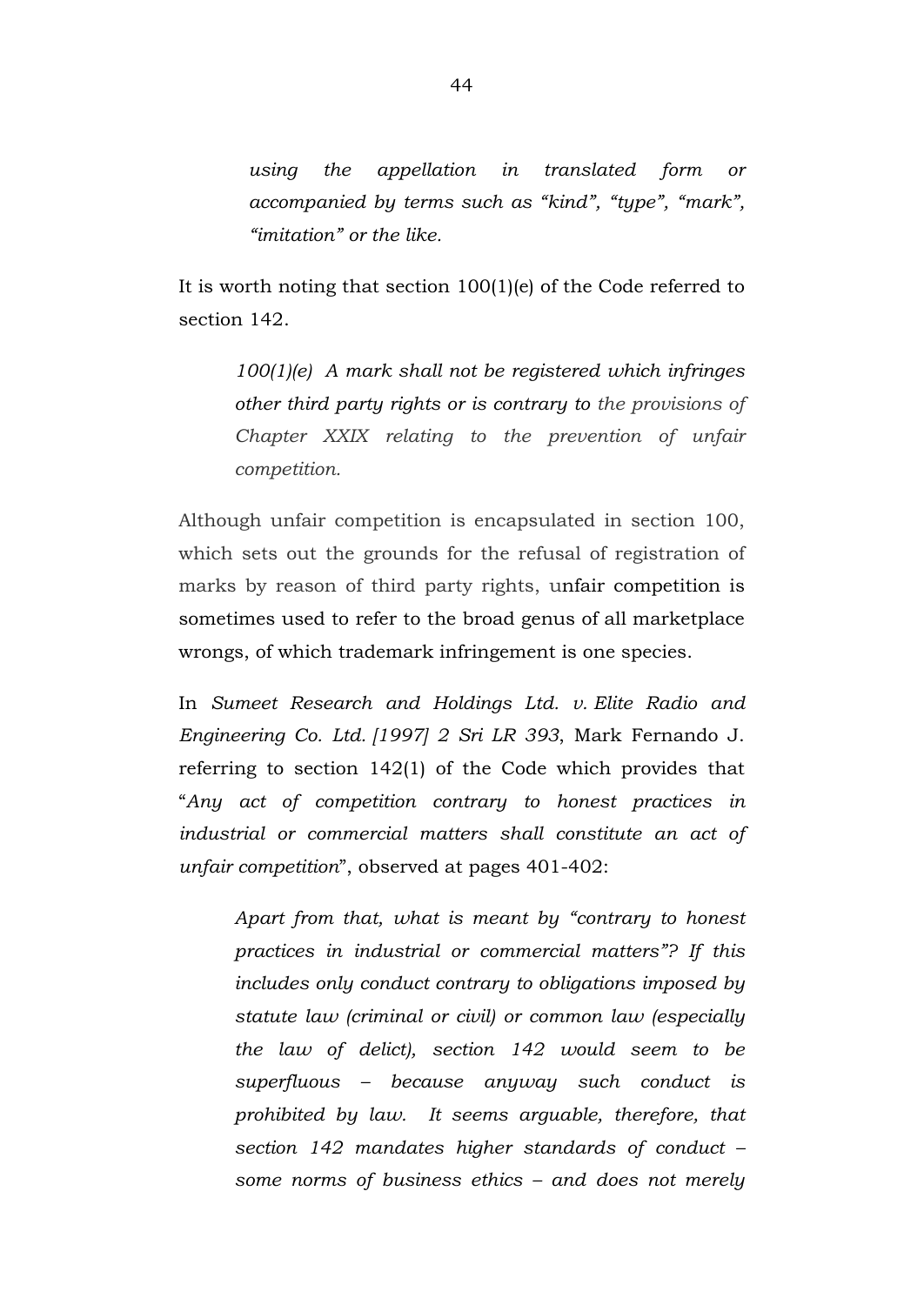> *using the appellation in translated form or accompanied by terms such as "kind", "type", "mark", "imitation" or the like.*

It is worth noting that section 100(1)(e) of the Code referred to section 142.

> *100(1)(e) A mark shall not be registered which infringes other third party rights or is contrary to the provisions of Chapter XXIX relating to the prevention of unfair competition.*

Although unfair competition is encapsulated in section 100, which sets out the grounds for the refusal of registration of marks by reason of third party rights, unfair competition is sometimes used to refer to the broad genus of all marketplace wrongs, of which trademark infringement is one species.

In *Sumeet Research and Holdings Ltd. v. Elite Radio and Engineering Co. Ltd. [1997] 2 Sri LR 393*, Mark Fernando J. referring to section 142(1) of the Code which provides that "*Any act of competition contrary to honest practices in industrial or commercial matters shall constitute an act of unfair competition*", observed at pages 401-402:

> *Apart from that, what is meant by "contrary to honest practices in industrial or commercial matters"? If this includes only conduct contrary to obligations imposed by statute law (criminal or civil) or common law (especially the law of delict), section 142 would seem to be superfluous – because anyway such conduct is prohibited by law. It seems arguable, therefore, that section 142 mandates higher standards of conduct – some norms of business ethics – and does not merely*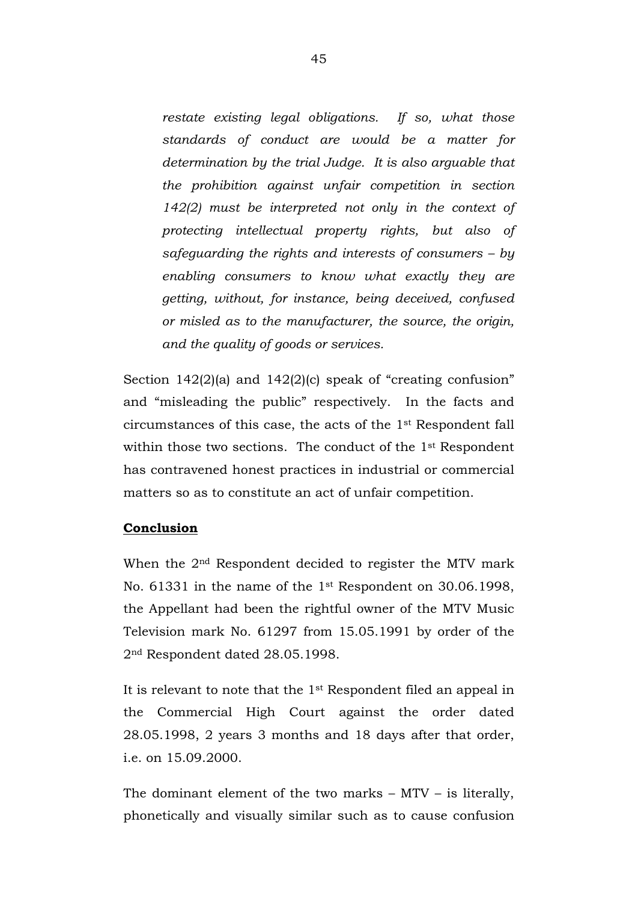*restate existing legal obligations. If so, what those standards of conduct are would be a matter for determination by the trial Judge. It is also arguable that the prohibition against unfair competition in section 142(2) must be interpreted not only in the context of protecting intellectual property rights, but also of safeguarding the rights and interests of consumers – by enabling consumers to know what exactly they are getting, without, for instance, being deceived, confused or misled as to the manufacturer, the source, the origin, and the quality of goods or services.*

Section 142(2)(a) and 142(2)(c) speak of "creating confusion" and "misleading the public" respectively. In the facts and circumstances of this case, the acts of the 1st Respondent fall within those two sections. The conduct of the 1st Respondent has contravened honest practices in industrial or commercial matters so as to constitute an act of unfair competition.

**Conclusion**

When the 2nd Respondent decided to register the MTV mark No. 61331 in the name of the 1st Respondent on 30.06.1998, the Appellant had been the rightful owner of the MTV Music Television mark No. 61297 from 15.05.1991 by order of the 2nd Respondent dated 28.05.1998.

It is relevant to note that the 1st Respondent filed an appeal in the Commercial High Court against the order dated 28.05.1998, 2 years 3 months and 18 days after that order, i.e. on 15.09.2000.

The dominant element of the two marks – MTV – is literally, phonetically and visually similar such as to cause confusion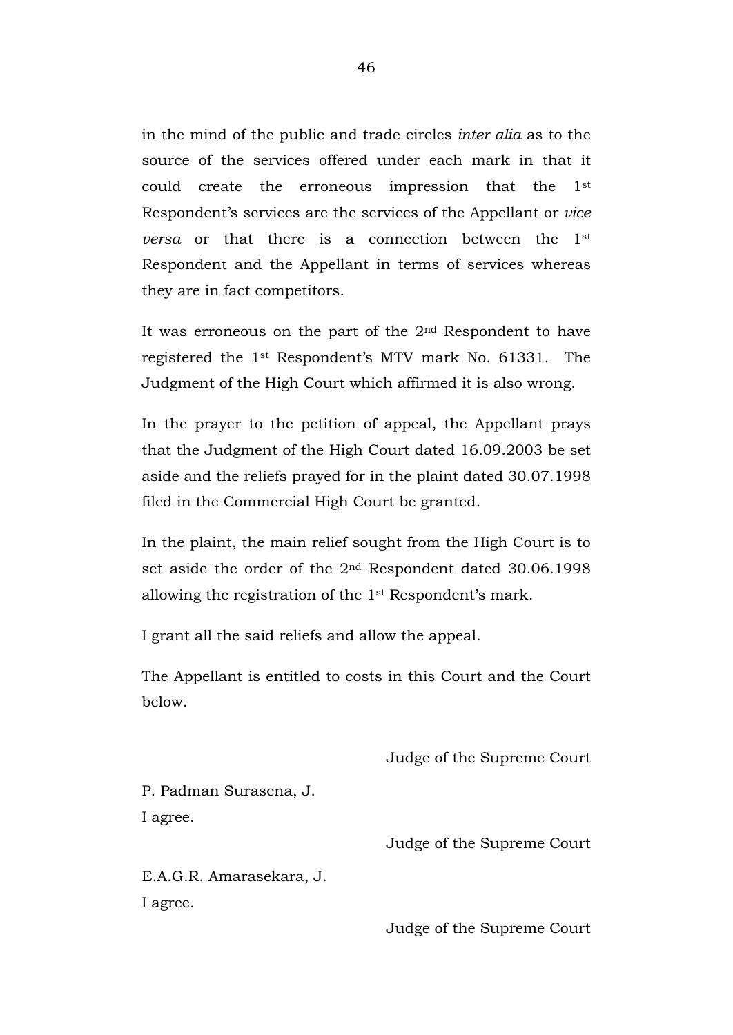in the mind of the public and trade circles *inter alia* as to the source of the services offered under each mark in that it could create the erroneous impression that the 1st Respondent's services are the services of the Appellant or *vice versa* or that there is a connection between the 1st Respondent and the Appellant in terms of services whereas they are in fact competitors.

It was erroneous on the part of the 2nd Respondent to have registered the 1st Respondent's MTV mark No. 61331. The Judgment of the High Court which affirmed it is also wrong.

In the prayer to the petition of appeal, the Appellant prays that the Judgment of the High Court dated 16.09.2003 be set aside and the reliefs prayed for in the plaint dated 30.07.1998 filed in the Commercial High Court be granted.

In the plaint, the main relief sought from the High Court is to set aside the order of the 2nd Respondent dated 30.06.1998 allowing the registration of the 1st Respondent's mark.

I grant all the said reliefs and allow the appeal.

The Appellant is entitled to costs in this Court and the Court below.

Judge of the Supreme Court

P. Padman Surasena, J.

I agree.

Judge of the Supreme Court

E.A.G.R. Amarasekara, J.

I agree.

Judge of the Supreme Court